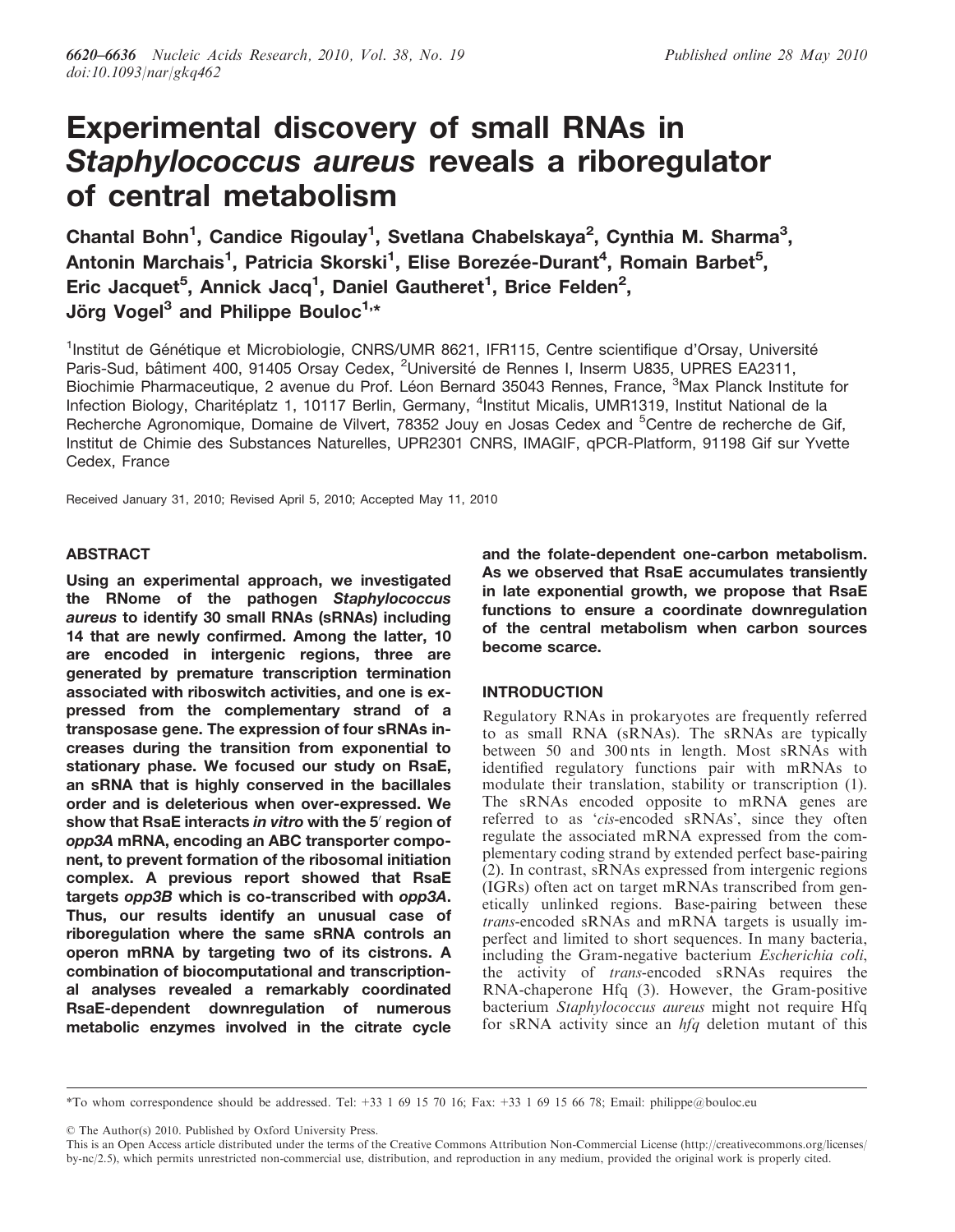# Experimental discovery of small RNAs in *Staphylococcus aureus* reveals a riboregulator of central metabolism

**Chantal Bohn[1], Candice Rigoulay[1], Svetlana Chabelskaya[2], Cynthia M. Sharma[3], Antonin Marchais[1], Patricia Skorski[1], Elise Borezée-Durant[4], Romain Barbet[5], Eric Jacquet[5], Annick Jacq[1], Daniel Gautheret[1], Brice Felden[2], Jörg Vogel[3] and Philippe Bouloc[1,*]**

[1]Institut de Génétique et Microbiologie, CNRS/UMR 8621, IFR115, Centre scientifique d'Orsay, Université Paris-Sud, bâtiment 400, 91405 Orsay Cedex, [2]Université de Rennes I, Inserm U835, UPRES EA2311, Biochimie Pharmaceutique, 2 avenue du Prof. Léon Bernard 35043 Rennes, France, [3]Max Planck Institute for Infection Biology, Charitéplatz 1, 10117 Berlin, Germany, [4]Institut Micalis, UMR1319, Institut National de la Recherche Agronomique, Domaine de Vilvert, 78352 Jouy en Josas Cedex and [5]Centre de recherche de Gif, Institut de Chimie des Substances Naturelles, UPR2301 CNRS, IMAGIF, qPCR-Platform, 91198 Gif sur Yvette Cedex, France

Received January 31, 2010; Revised April 5, 2010; Accepted May 11, 2010

## ABSTRACT

**Using an experimental approach, we investigated the RNome of the pathogen *Staphylococcus aureus* to identify 30 small RNAs (sRNAs) including 14 that are newly confirmed. Among the latter, 10 are encoded in intergenic regions, three are generated by premature transcription termination associated with riboswitch activities, and one is expressed from the complementary strand of a transposase gene. The expression of four sRNAs increases during the transition from exponential to stationary phase. We focused our study on RsaE, an sRNA that is highly conserved in the bacillales order and is deleterious when over-expressed. We show that RsaE interacts *in vitro* with the 5′ region of *opp3A* mRNA, encoding an ABC transporter component, to prevent formation of the ribosomal initiation complex. A previous report showed that RsaE targets *opp3B* which is co-transcribed with *opp3A*. Thus, our results identify an unusual case of riboregulation where the same sRNA controls an operon mRNA by targeting two of its cistrons. A combination of biocomputational and transcriptional analyses revealed a remarkably coordinated RsaE-dependent downregulation of numerous metabolic enzymes involved in the citrate cycle and the folate-dependent one-carbon metabolism. As we observed that RsaE accumulates transiently in late exponential growth, we propose that RsaE functions to ensure a coordinate downregulation of the central metabolism when carbon sources become scarce.**

## INTRODUCTION

Regulatory RNAs in prokaryotes are frequently referred to as small RNA (sRNAs). The sRNAs are typically between 50 and 300 nts in length. Most sRNAs with identified regulatory functions pair with mRNAs to modulate their translation, stability or transcription (1). The sRNAs encoded opposite to mRNA genes are referred to as '*cis*-encoded sRNAs', since they often regulate the associated mRNA expressed from the complementary coding strand by extended perfect base-pairing (2). In contrast, sRNAs expressed from intergenic regions (IGRs) often act on target mRNAs transcribed from genetically unlinked regions. Base-pairing between these *trans*-encoded sRNAs and mRNA targets is usually imperfect and limited to short sequences. In many bacteria, including the Gram-negative bacterium *Escherichia coli*, the activity of *trans*-encoded sRNAs requires the RNA-chaperone Hfq (3). However, the Gram-positive bacterium *Staphylococcus aureus* might not require Hfq for sRNA activity since an *hfq* deletion mutant of this

*To whom correspondence should be addressed. Tel: +33 1 69 15 70 16; Fax: +33 1 69 15 66 78; Email: philippe@bouloc.eu

© The Author(s) 2010. Published by Oxford University Press.
This is an Open Access article distributed under the terms of the Creative Commons Attribution Non-Commercial License (http://creativecommons.org/licenses/by-nc/2.5), which permits unrestricted non-commercial use, distribution, and reproduction in any medium, provided the original work is properly cited.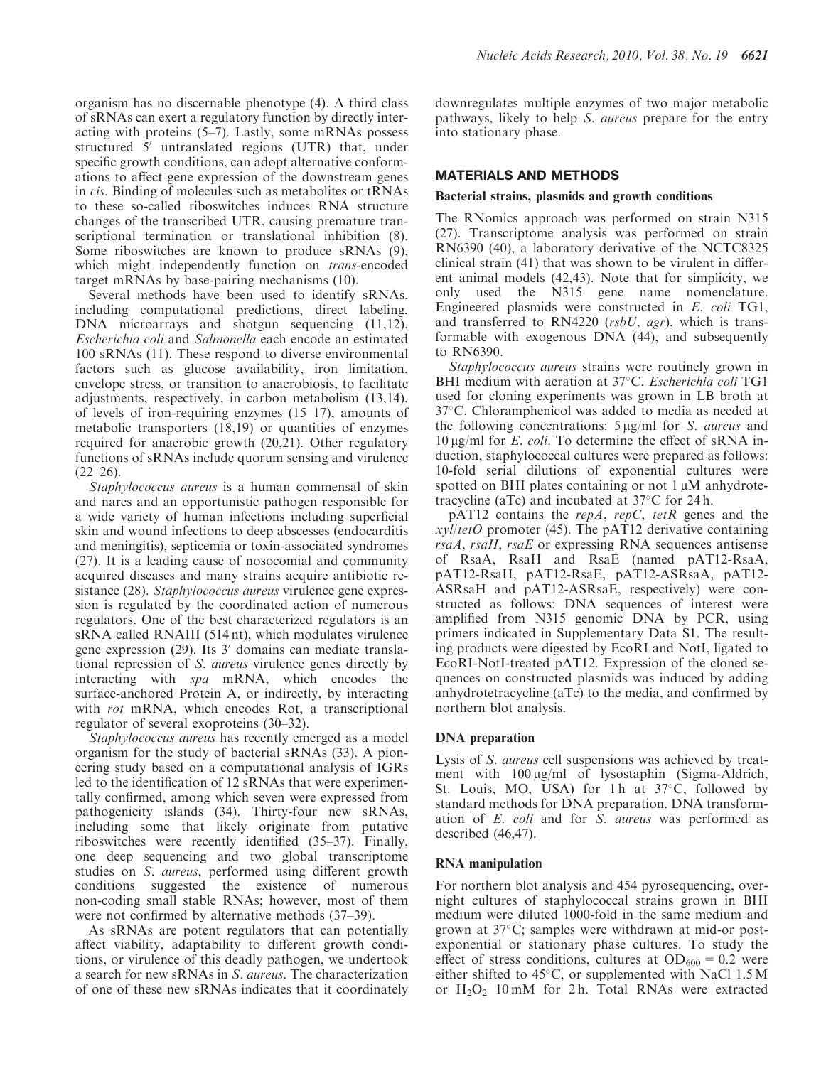organism has no discernable phenotype (4). A third class of sRNAs can exert a regulatory function by directly interacting with proteins (5–7). Lastly, some mRNAs possess structured 5′ untranslated regions (UTR) that, under specific growth conditions, can adopt alternative conformations to affect gene expression of the downstream genes in *cis*. Binding of molecules such as metabolites or tRNAs to these so-called riboswitches induces RNA structure changes of the transcribed UTR, causing premature transcriptional termination or translational inhibition (8). Some riboswitches are known to produce sRNAs (9), which might independently function on *trans*-encoded target mRNAs by base-pairing mechanisms (10).

Several methods have been used to identify sRNAs, including computational predictions, direct labeling, DNA microarrays and shotgun sequencing (11,12). *Escherichia coli* and *Salmonella* each encode an estimated 100 sRNAs (11). These respond to diverse environmental factors such as glucose availability, iron limitation, envelope stress, or transition to anaerobiosis, to facilitate adjustments, respectively, in carbon metabolism (13,14), of levels of iron-requiring enzymes (15–17), amounts of metabolic transporters (18,19) or quantities of enzymes required for anaerobic growth (20,21). Other regulatory functions of sRNAs include quorum sensing and virulence (22–26).

*Staphylococcus aureus* is a human commensal of skin and nares and an opportunistic pathogen responsible for a wide variety of human infections including superficial skin and wound infections to deep abscesses (endocarditis and meningitis), septicemia or toxin-associated syndromes (27). It is a leading cause of nosocomial and community acquired diseases and many strains acquire antibiotic resistance (28). *Staphylococcus aureus* virulence gene expression is regulated by the coordinated action of numerous regulators. One of the best characterized regulators is an sRNA called RNAIII (514 nt), which modulates virulence gene expression (29). Its 3′ domains can mediate translational repression of *S. aureus* virulence genes directly by interacting with *spa* mRNA, which encodes the surface-anchored Protein A, or indirectly, by interacting with *rot* mRNA, which encodes Rot, a transcriptional regulator of several exoproteins (30–32).

*Staphylococcus aureus* has recently emerged as a model organism for the study of bacterial sRNAs (33). A pioneering study based on a computational analysis of IGRs led to the identification of 12 sRNAs that were experimentally confirmed, among which seven were expressed from pathogenicity islands (34). Thirty-four new sRNAs, including some that likely originate from putative riboswitches were recently identified (35–37). Finally, one deep sequencing and two global transcriptome studies on *S. aureus*, performed using different growth conditions suggested the existence of numerous non-coding small stable RNAs; however, most of them were not confirmed by alternative methods (37–39).

As sRNAs are potent regulators that can potentially affect viability, adaptability to different growth conditions, or virulence of this deadly pathogen, we undertook a search for new sRNAs in *S. aureus*. The characterization of one of these new sRNAs indicates that it coordinately downregulates multiple enzymes of two major metabolic pathways, likely to help *S. aureus* prepare for the entry into stationary phase.

## MATERIALS AND METHODS

### Bacterial strains, plasmids and growth conditions

The RNomics approach was performed on strain N315 (27). Transcriptome analysis was performed on strain RN6390 (40), a laboratory derivative of the NCTC8325 clinical strain (41) that was shown to be virulent in different animal models (42,43). Note that for simplicity, we only used the N315 gene name nomenclature. Engineered plasmids were constructed in *E. coli* TG1, and transferred to RN4220 (*rsbU*, *agr*), which is transformable with exogenous DNA (44), and subsequently to RN6390.

*Staphylococcus aureus* strains were routinely grown in BHI medium with aeration at 37°C. *Escherichia coli* TG1 used for cloning experiments was grown in LB broth at 37°C. Chloramphenicol was added to media as needed at the following concentrations: 5 µg/ml for *S. aureus* and 10 µg/ml for *E. coli*. To determine the effect of sRNA induction, staphylococcal cultures were prepared as follows: 10-fold serial dilutions of exponential cultures were spotted on BHI plates containing or not 1 µM anhydrotetracycline (aTc) and incubated at 37°C for 24 h.

pAT12 contains the *repA*, *repC*, *tetR* genes and the *xyl/tetO* promoter (45). The pAT12 derivative containing *rsaA*, *rsaH*, *rsaE* or expressing RNA sequences antisense of RsaA, RsaH and RsaE (named pAT12-RsaA, pAT12-RsaH, pAT12-RsaE, pAT12-ASRsaA, pAT12-ASRsaH and pAT12-ASRsaE, respectively) were constructed as follows: DNA sequences of interest were amplified from N315 genomic DNA by PCR, using primers indicated in Supplementary Data S1. The resulting products were digested by EcoRI and NotI, ligated to EcoRI-NotI-treated pAT12. Expression of the cloned sequences on constructed plasmids was induced by adding anhydrotetracycline (aTc) to the media, and confirmed by northern blot analysis.

### DNA preparation

Lysis of *S. aureus* cell suspensions was achieved by treatment with 100 µg/ml of lysostaphin (Sigma-Aldrich, St. Louis, MO, USA) for 1 h at 37°C, followed by standard methods for DNA preparation. DNA transformation of *E. coli* and for *S. aureus* was performed as described (46,47).

### RNA manipulation

For northern blot analysis and 454 pyrosequencing, overnight cultures of staphylococcal strains grown in BHI medium were diluted 1000-fold in the same medium and grown at 37°C; samples were withdrawn at mid-or post-exponential or stationary phase cultures. To study the effect of stress conditions, cultures at $OD_{600} = 0.2$ were either shifted to 45°C, or supplemented with NaCl 1.5 M or $H_2O_2$ 10 mM for 2 h. Total RNAs were extracted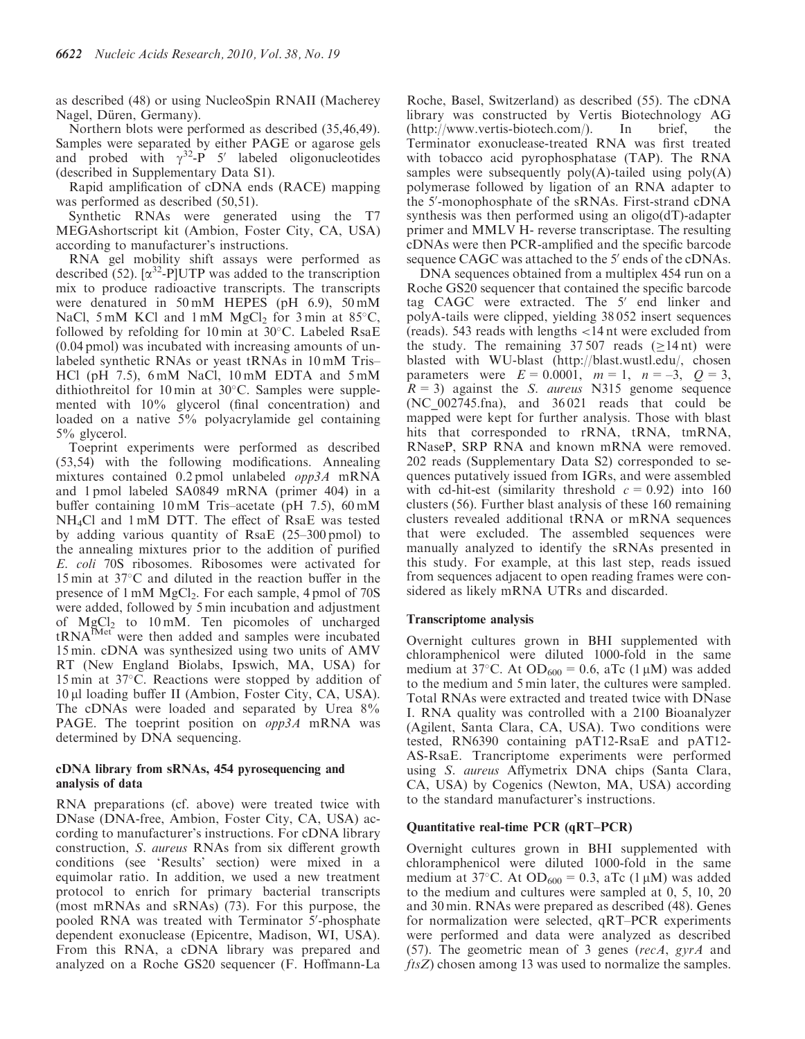as described (48) or using NucleoSpin RNAII (Macherey Nagel, Düren, Germany).

Northern blots were performed as described (35,46,49). Samples were separated by either PAGE or agarose gels and probed with $\gamma^{32}$-P 5′ labeled oligonucleotides (described in Supplementary Data S1).

Rapid amplification of cDNA ends (RACE) mapping was performed as described (50,51).

Synthetic RNAs were generated using the T7 MEGAshortscript kit (Ambion, Foster City, CA, USA) according to manufacturer's instructions.

RNA gel mobility shift assays were performed as described (52). [$\alpha^{32}$-P]UTP was added to the transcription mix to produce radioactive transcripts. The transcripts were denatured in 50 mM HEPES (pH 6.9), 50 mM NaCl, 5 mM KCl and 1 mM $MgCl_2$ for 3 min at 85°C, followed by refolding for 10 min at 30°C. Labeled RsaE (0.04 pmol) was incubated with increasing amounts of unlabeled synthetic RNAs or yeast tRNAs in 10 mM Tris–HCl (pH 7.5), 6 mM NaCl, 10 mM EDTA and 5 mM dithiothreitol for 10 min at 30°C. Samples were supplemented with 10% glycerol (final concentration) and loaded on a native 5% polyacrylamide gel containing 5% glycerol.

Toeprint experiments were performed as described (53,54) with the following modifications. Annealing mixtures contained 0.2 pmol unlabeled *opp3A* mRNA and 1 pmol labeled SA0849 mRNA (primer 404) in a buffer containing 10 mM Tris–acetate (pH 7.5), 60 mM $NH_4Cl$ and 1 mM DTT. The effect of RsaE was tested by adding various quantity of RsaE (25–300 pmol) to the annealing mixtures prior to the addition of purified *E. coli* 70S ribosomes. Ribosomes were activated for 15 min at 37°C and diluted in the reaction buffer in the presence of 1 mM $MgCl_2$. For each sample, 4 pmol of 70S were added, followed by 5 min incubation and adjustment of $MgCl_2$ to 10 mM. Ten picomoles of uncharged $tRNA^{fMet}$ were then added and samples were incubated 15 min. cDNA was synthesized using two units of AMV RT (New England Biolabs, Ipswich, MA, USA) for 15 min at 37°C. Reactions were stopped by addition of 10 µl loading buffer II (Ambion, Foster City, CA, USA). The cDNAs were loaded and separated by Urea 8% PAGE. The toeprint position on *opp3A* mRNA was determined by DNA sequencing.

### cDNA library from sRNAs, 454 pyrosequencing and analysis of data

RNA preparations (cf. above) were treated twice with DNase (DNA-free, Ambion, Foster City, CA, USA) according to manufacturer's instructions. For cDNA library construction, *S. aureus* RNAs from six different growth conditions (see 'Results' section) were mixed in a equimolar ratio. In addition, we used a new treatment protocol to enrich for primary bacterial transcripts (most mRNAs and sRNAs) (73). For this purpose, the pooled RNA was treated with Terminator 5′-phosphate dependent exonuclease (Epicentre, Madison, WI, USA). From this RNA, a cDNA library was prepared and analyzed on a Roche GS20 sequencer (F. Hoffmann-La Roche, Basel, Switzerland) as described (55). The cDNA library was constructed by Vertis Biotechnology AG (http://www.vertis-biotech.com/). In brief, the Terminator exonuclease-treated RNA was first treated with tobacco acid pyrophosphatase (TAP). The RNA samples were subsequently poly(A)-tailed using poly(A) polymerase followed by ligation of an RNA adapter to the 5′-monophosphate of the sRNAs. First-strand cDNA synthesis was then performed using an oligo(dT)-adapter primer and MMLV H- reverse transcriptase. The resulting cDNAs were then PCR-amplified and the specific barcode sequence CAGC was attached to the 5′ ends of the cDNAs.

DNA sequences obtained from a multiplex 454 run on a Roche GS20 sequencer that contained the specific barcode tag CAGC were extracted. The 5′ end linker and polyA-tails were clipped, yielding 38 052 insert sequences (reads). 543 reads with lengths <14 nt were excluded from the study. The remaining 37 507 reads (≥14 nt) were blasted with WU-blast (http://blast.wustl.edu/, chosen parameters were $E = 0.0001$, $m = 1$, $n = -3$, $Q = 3$, $R = 3$) against the *S. aureus* N315 genome sequence (NC_002745.fna), and 36 021 reads that could be mapped were kept for further analysis. Those with blast hits that corresponded to rRNA, tRNA, tmRNA, RNaseP, SRP RNA and known mRNA were removed. 202 reads (Supplementary Data S2) corresponded to sequences putatively issued from IGRs, and were assembled with cd-hit-est (similarity threshold $c = 0.92$) into 160 clusters (56). Further blast analysis of these 160 remaining clusters revealed additional tRNA or mRNA sequences that were excluded. The assembled sequences were manually analyzed to identify the sRNAs presented in this study. For example, at this last step, reads issued from sequences adjacent to open reading frames were considered as likely mRNA UTRs and discarded.

### Transcriptome analysis

Overnight cultures grown in BHI supplemented with chloramphenicol were diluted 1000-fold in the same medium at 37°C. At $OD_{600} = 0.6$, aTc (1 µM) was added to the medium and 5 min later, the cultures were sampled. Total RNAs were extracted and treated twice with DNase I. RNA quality was controlled with a 2100 Bioanalyzer (Agilent, Santa Clara, CA, USA). Two conditions were tested, RN6390 containing pAT12-RsaE and pAT12-AS-RsaE. Trancriptome experiments were performed using *S. aureus* Affymetrix DNA chips (Santa Clara, CA, USA) by Cogenics (Newton, MA, USA) according to the standard manufacturer's instructions.

### Quantitative real-time PCR (qRT–PCR)

Overnight cultures grown in BHI supplemented with chloramphenicol were diluted 1000-fold in the same medium at 37°C. At $OD_{600} = 0.3$, aTc (1 µM) was added to the medium and cultures were sampled at 0, 5, 10, 20 and 30 min. RNAs were prepared as described (48). Genes for normalization were selected, qRT–PCR experiments were performed and data were analyzed as described (57). The geometric mean of 3 genes (*recA*, *gyrA* and *ftsZ*) chosen among 13 was used to normalize the samples.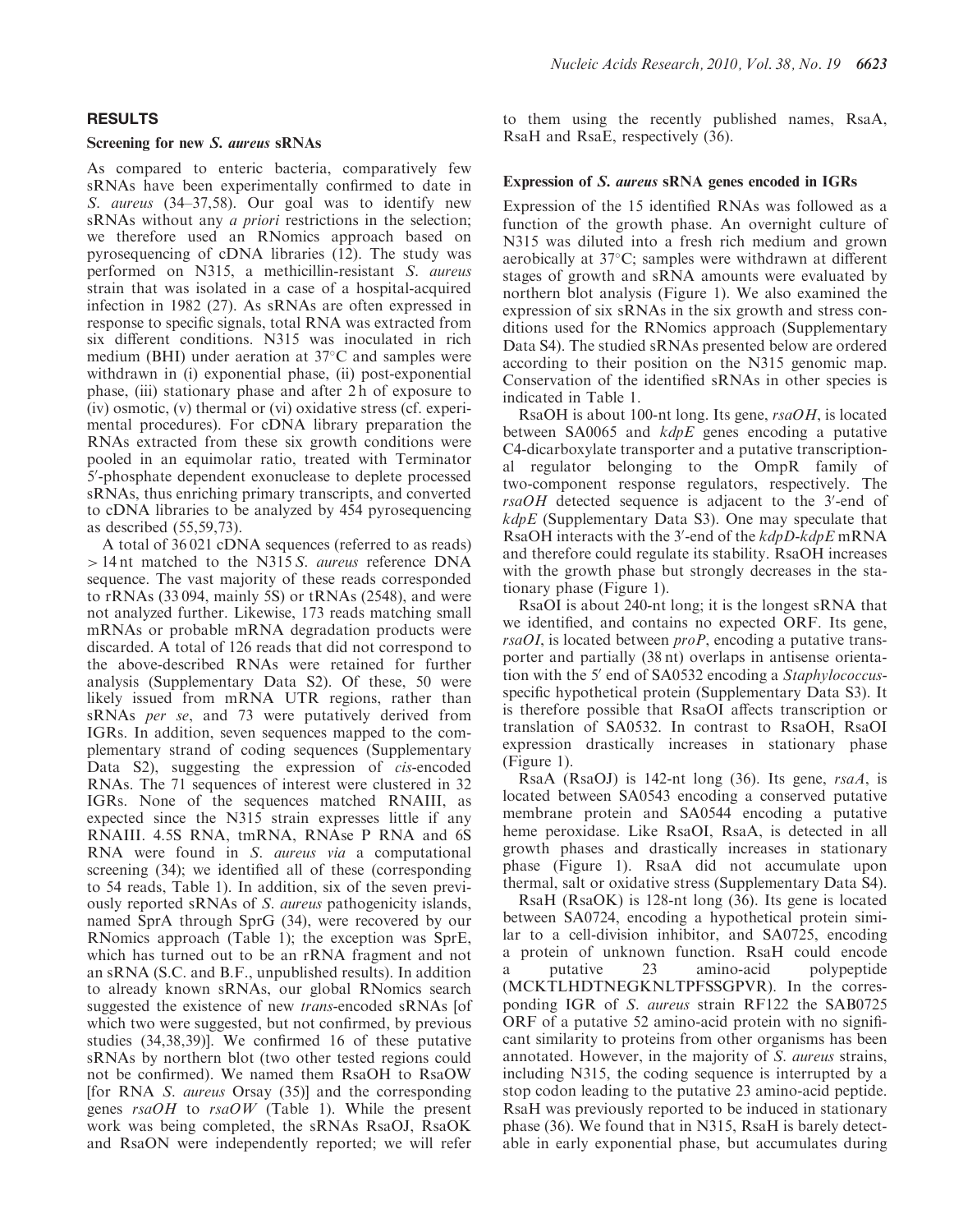## RESULTS

### Screening for new *S. aureus* sRNAs

As compared to enteric bacteria, comparatively few sRNAs have been experimentally confirmed to date in *S. aureus* (34–37,58). Our goal was to identify new sRNAs without any *a priori* restrictions in the selection; we therefore used an RNomics approach based on pyrosequencing of cDNA libraries (12). The study was performed on N315, a methicillin-resistant *S. aureus* strain that was isolated in a case of a hospital-acquired infection in 1982 (27). As sRNAs are often expressed in response to specific signals, total RNA was extracted from six different conditions. N315 was inoculated in rich medium (BHI) under aeration at 37°C and samples were withdrawn in (i) exponential phase, (ii) post-exponential phase, (iii) stationary phase and after 2 h of exposure to (iv) osmotic, (v) thermal or (vi) oxidative stress (cf. experimental procedures). For cDNA library preparation the RNAs extracted from these six growth conditions were pooled in an equimolar ratio, treated with Terminator 5′-phosphate dependent exonuclease to deplete processed sRNAs, thus enriching primary transcripts, and converted to cDNA libraries to be analyzed by 454 pyrosequencing as described (55,59,73).

A total of 36 021 cDNA sequences (referred to as reads) >14 nt matched to the N315 *S. aureus* reference DNA sequence. The vast majority of these reads corresponded to rRNAs (33 094, mainly 5S) or tRNAs (2548), and were not analyzed further. Likewise, 173 reads matching small mRNAs or probable mRNA degradation products were discarded. A total of 126 reads that did not correspond to the above-described RNAs were retained for further analysis (Supplementary Data S2). Of these, 50 were likely issued from mRNA UTR regions, rather than sRNAs *per se*, and 73 were putatively derived from IGRs. In addition, seven sequences mapped to the complementary strand of coding sequences (Supplementary Data S2), suggesting the expression of *cis*-encoded RNAs. The 71 sequences of interest were clustered in 32 IGRs. None of the sequences matched RNAIII, as expected since the N315 strain expresses little if any RNAIII. 4.5S RNA, tmRNA, RNAse P RNA and 6S RNA were found in *S. aureus via* a computational screening (34); we identified all of these (corresponding to 54 reads, Table 1). In addition, six of the seven previously reported sRNAs of *S. aureus* pathogenicity islands, named SprA through SprG (34), were recovered by our RNomics approach (Table 1); the exception was SprE, which has turned out to be an rRNA fragment and not an sRNA (S.C. and B.F., unpublished results). In addition to already known sRNAs, our global RNomics search suggested the existence of new *trans*-encoded sRNAs [of which two were suggested, but not confirmed, by previous studies (34,38,39)]. We confirmed 16 of these putative sRNAs by northern blot (two other tested regions could not be confirmed). We named them RsaOH to RsaOW [for RNA *S. aureus* Orsay (35)] and the corresponding genes *rsaOH* to *rsaOW* (Table 1). While the present work was being completed, the sRNAs RsaOJ, RsaOK and RsaON were independently reported; we will refer to them using the recently published names, RsaA, RsaH and RsaE, respectively (36).

### Expression of *S. aureus* sRNA genes encoded in IGRs

Expression of the 15 identified RNAs was followed as a function of the growth phase. An overnight culture of N315 was diluted into a fresh rich medium and grown aerobically at 37°C; samples were withdrawn at different stages of growth and sRNA amounts were evaluated by northern blot analysis (Figure 1). We also examined the expression of six sRNAs in the six growth and stress conditions used for the RNomics approach (Supplementary Data S4). The studied sRNAs presented below are ordered according to their position on the N315 genomic map. Conservation of the identified sRNAs in other species is indicated in Table 1.

RsaOH is about 100-nt long. Its gene, *rsaOH*, is located between SA0065 and *kdpE* genes encoding a putative C4-dicarboxylate transporter and a putative transcriptional regulator belonging to the OmpR family of two-component response regulators, respectively. The *rsaOH* detected sequence is adjacent to the 3′-end of *kdpE* (Supplementary Data S3). One may speculate that RsaOH interacts with the 3′-end of the *kdpD-kdpE* mRNA and therefore could regulate its stability. RsaOH increases with the growth phase but strongly decreases in the stationary phase (Figure 1).

RsaOI is about 240-nt long; it is the longest sRNA that we identified, and contains no expected ORF. Its gene, *rsaOI*, is located between *proP*, encoding a putative transporter and partially (38 nt) overlaps in antisense orientation with the 5′ end of SA0532 encoding a *Staphylococcus*-specific hypothetical protein (Supplementary Data S3). It is therefore possible that RsaOI affects transcription or translation of SA0532. In contrast to RsaOH, RsaOI expression drastically increases in stationary phase (Figure 1).

RsaA (RsaOJ) is 142-nt long (36). Its gene, *rsaA*, is located between SA0543 encoding a conserved putative membrane protein and SA0544 encoding a putative heme peroxidase. Like RsaOI, RsaA, is detected in all growth phases and drastically increases in stationary phase (Figure 1). RsaA did not accumulate upon thermal, salt or oxidative stress (Supplementary Data S4).

RsaH (RsaOK) is 128-nt long (36). Its gene is located between SA0724, encoding a hypothetical protein similar to a cell-division inhibitor, and SA0725, encoding a protein of unknown function. RsaH could encode a putative 23 amino-acid polypeptide (MCKTLHDTNEGKNLTPFSSGPVR). In the corresponding IGR of *S. aureus* strain RF122 the SAB0725 ORF of a putative 52 amino-acid protein with no significant similarity to proteins from other organisms has been annotated. However, in the majority of *S. aureus* strains, including N315, the coding sequence is interrupted by a stop codon leading to the putative 23 amino-acid peptide. RsaH was previously reported to be induced in stationary phase (36). We found that in N315, RsaH is barely detectable in early exponential phase, but accumulates during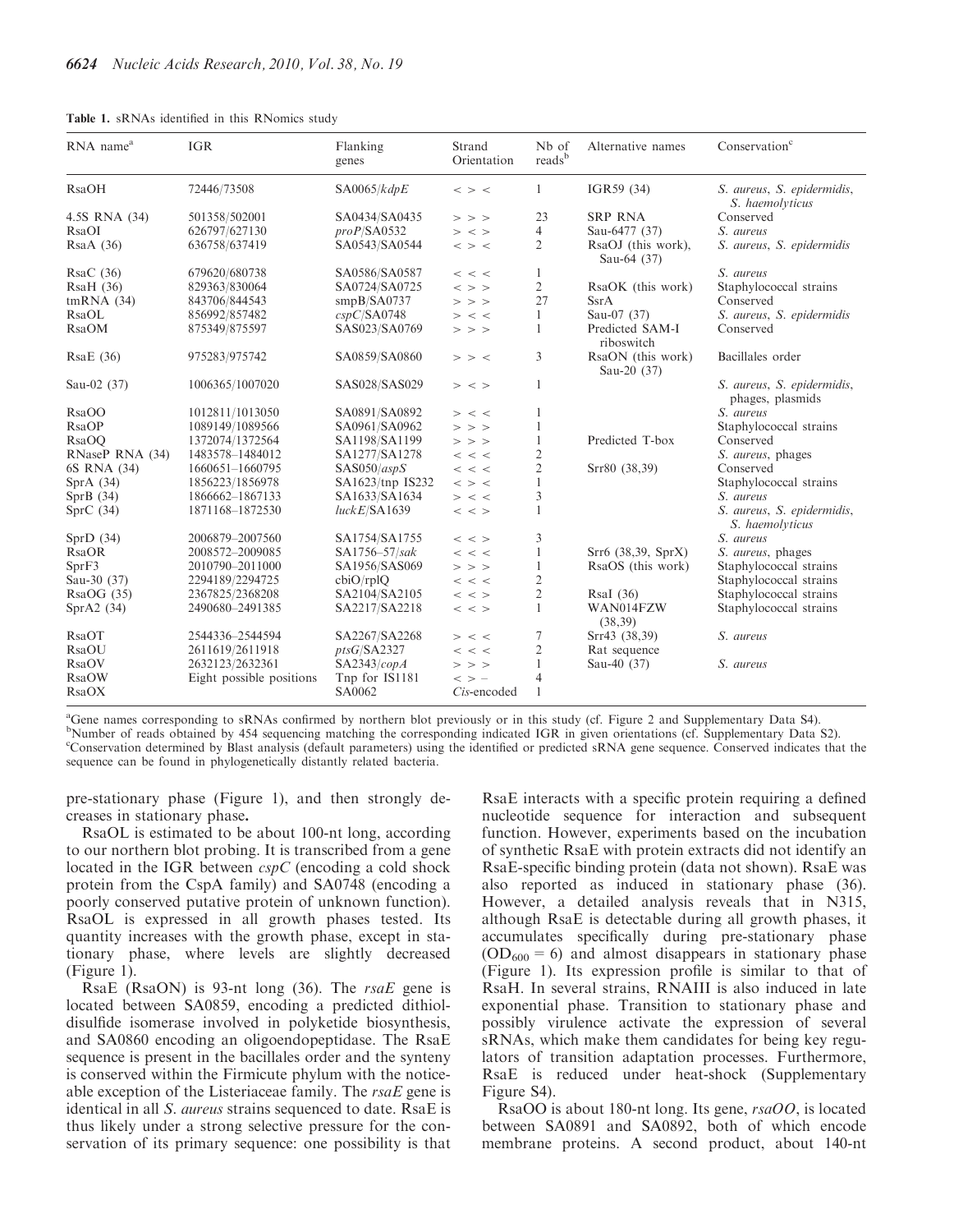**Table 1.** sRNAs identified in this RNomics study

| RNA name[a] | IGR | Flanking genes | Strand Orientation | Nb of reads[b] | Alternative names | Conservation[c] |
|---|---|---|---|---|---|---|
| RsaOH | 72446/73508 | SA0065/*kdpE* | < > < | 1 | IGR59 (34) | *S. aureus, S. epidermidis, S. haemolyticus* |
| 4.5S RNA (34) | 501358/502001 | SA0434/SA0435 | > > > | 23 | SRP RNA | Conserved |
| RsaOI | 626797/627130 | *proP*/SA0532 | > < > | 4 | Sau-6477 (37) | *S. aureus* |
| RsaA (36) | 636758/637419 | SA0543/SA0544 | < > < | 2 | RsaOJ (this work), Sau-64 (37) | *S. aureus, S. epidermidis* |
| RsaC (36) | 679620/680738 | SA0586/SA0587 | < < < | 1 | | *S. aureus* |
| RsaH (36) | 829363/830064 | SA0724/SA0725 | < > > | 2 | RsaOK (this work) | Staphylococcal strains |
| tmRNA (34) | 843706/844543 | smpB/SA0737 | > > > | 27 | SsrA | Conserved |
| RsaOL | 856992/857482 | *cspC*/SA0748 | > < < | 1 | Sau-07 (37) | *S. aureus, S. epidermidis* |
| RsaOM | 875349/875597 | SAS023/SA0769 | > > > | 1 | Predicted SAM-I riboswitch | Conserved |
| RsaE (36) | 975283/975742 | SA0859/SA0860 | > > < | 3 | RsaON (this work) Sau-20 (37) | Bacillales order |
| Sau-02 (37) | 1006365/1007020 | SAS028/SAS029 | > < > | 1 | | *S. aureus, S. epidermidis*, phages, plasmids |
| RsaOO | 1012811/1013050 | SA0891/SA0892 | > < < | 1 | | *S. aureus* |
| RsaOP | 1089149/1089566 | SA0961/SA0962 | > > > | 1 | | Staphylococcal strains |
| RsaOQ | 1372074/1372564 | SA1198/SA1199 | > > > | 1 | Predicted T-box | Conserved |
| RNaseP RNA (34) | 1483578–1484012 | SA1277/SA1278 | < < < | 2 | | *S. aureus*, phages |
| 6S RNA (34) | 1660651–1660795 | SAS050/*aspS* | < < < | 2 | Srr80 (38,39) | Conserved |
| SprA (34) | 1856223/1856978 | SA1623/tnp IS232 | < > < | 1 | | Staphylococcal strains |
| SprB (34) | 1866662–1867133 | SA1633/SA1634 | > < < | 3 | | *S. aureus* |
| SprC (34) | 1871168–1872530 | *luckE*/SA1639 | < < > | 1 | | *S. aureus, S. epidermidis, S. haemolyticus* |
| SprD (34) | 2006879–2007560 | SA1754/SA1755 | < < > | 3 | | *S. aureus* |
| RsaOR | 2008572–2009085 | SA1756–57/*sak* | < < < | 1 | Srr6 (38,39, SprX) | *S. aureus*, phages |
| SprF3 | 2010790–2011000 | SA1956/SAS069 | > > > | 1 | RsaOS (this work) | Staphylococcal strains |
| Sau-30 (37) | 2294189/2294725 | cbiO/rplQ | < < < | 2 | | Staphylococcal strains |
| RsaOG (35) | 2367825/2368208 | SA2104/SA2105 | < < > | 2 | RsaI (36) | Staphylococcal strains |
| SprA2 (34) | 2490680–2491385 | SA2217/SA2218 | < < > | 1 | WAN014FZW (38,39) | Staphylococcal strains |
| RsaOT | 2544336–2544594 | SA2267/SA2268 | > < < | 7 | Srr43 (38,39) | *S. aureus* |
| RsaOU | 2611619/2611918 | *ptsG*/SA2327 | < < < | 2 | Rat sequence | |
| RsaOV | 2632123/2632361 | SA2343/*copA* | > > > | 1 | Sau-40 (37) | *S. aureus* |
| RsaOW | Eight possible positions | Tnp for IS1181 | < > – | 4 | | |
| RsaOX | | SA0062 | *Cis*-encoded | 1 | | |

[a]Gene names corresponding to sRNAs confirmed by northern blot previously or in this study (cf. Figure 2 and Supplementary Data S4).
[b]Number of reads obtained by 454 sequencing matching the corresponding indicated IGR in given orientations (cf. Supplementary Data S2).
[c]Conservation determined by Blast analysis (default parameters) using the identified or predicted sRNA gene sequence. Conserved indicates that the sequence can be found in phylogenetically distantly related bacteria.

pre-stationary phase (Figure 1), and then strongly decreases in stationary phase**.**

RsaOL is estimated to be about 100-nt long, according to our northern blot probing. It is transcribed from a gene located in the IGR between *cspC* (encoding a cold shock protein from the CspA family) and SA0748 (encoding a poorly conserved putative protein of unknown function). RsaOL is expressed in all growth phases tested. Its quantity increases with the growth phase, except in stationary phase, where levels are slightly decreased (Figure 1).

RsaE (RsaON) is 93-nt long (36). The *rsaE* gene is located between SA0859, encoding a predicted dithiol-disulfide isomerase involved in polyketide biosynthesis, and SA0860 encoding an oligoendopeptidase. The RsaE sequence is present in the bacillales order and the synteny is conserved within the Firmicute phylum with the noticeable exception of the Listeriaceae family. The *rsaE* gene is identical in all *S. aureus* strains sequenced to date. RsaE is thus likely under a strong selective pressure for the conservation of its primary sequence: one possibility is that RsaE interacts with a specific protein requiring a defined nucleotide sequence for interaction and subsequent function. However, experiments based on the incubation of synthetic RsaE with protein extracts did not identify an RsaE-specific binding protein (data not shown). RsaE was also reported as induced in stationary phase (36). However, a detailed analysis reveals that in N315, although RsaE is detectable during all growth phases, it accumulates specifically during pre-stationary phase ($OD_{600}$ = 6) and almost disappears in stationary phase (Figure 1). Its expression profile is similar to that of RsaH. In several strains, RNAIII is also induced in late exponential phase. Transition to stationary phase and possibly virulence activate the expression of several sRNAs, which make them candidates for being key regulators of transition adaptation processes. Furthermore, RsaE is reduced under heat-shock (Supplementary Figure S4).

RsaOO is about 180-nt long. Its gene, *rsaOO*, is located between SA0891 and SA0892, both of which encode membrane proteins. A second product, about 140-nt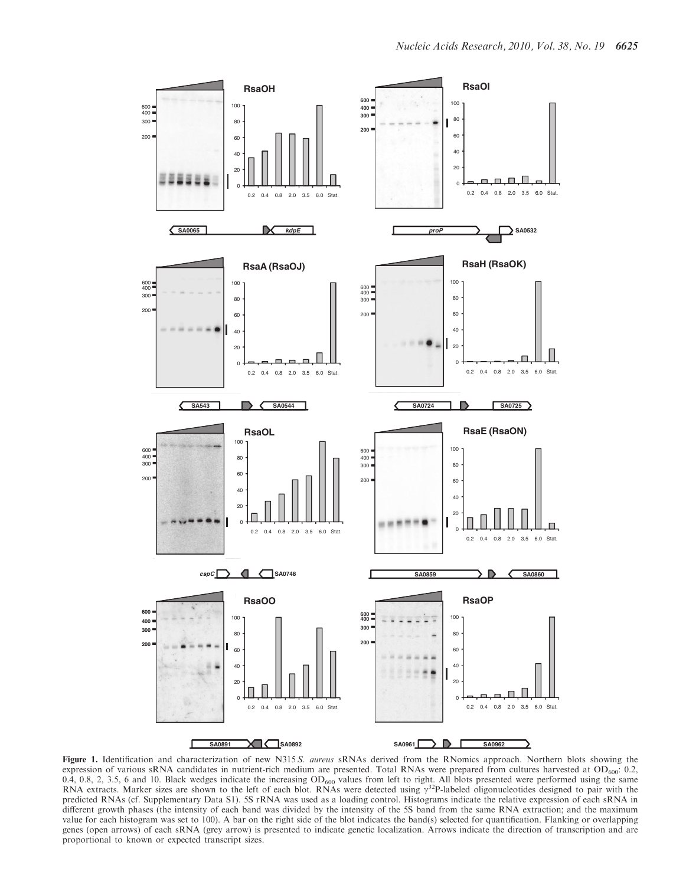**Figure 1.** Identification and characterization of new N315 *S. aureus* sRNAs derived from the RNomics approach. Northern blots showing the expression of various sRNA candidates in nutrient-rich medium are presented. Total RNAs were prepared from cultures harvested at $OD_{600}$: 0.2, 0.4, 0.8, 2, 3.5, 6 and 10. Black wedges indicate the increasing $OD_{600}$ values from left to right. All blots presented were performed using the same RNA extracts. Marker sizes are shown to the left of each blot. RNAs were detected using $\gamma^{32}P$-labeled oligonucleotides designed to pair with the predicted RNAs (cf. Supplementary Data S1). 5S rRNA was used as a loading control. Histograms indicate the relative expression of each sRNA in different growth phases (the intensity of each band was divided by the intensity of the 5S band from the same RNA extraction; and the maximum value for each histogram was set to 100). A bar on the right side of the blot indicates the band(s) selected for quantification. Flanking or overlapping genes (open arrows) of each sRNA (grey arrow) is presented to indicate genetic localization. Arrows indicate the direction of transcription and are proportional to known or expected transcript sizes.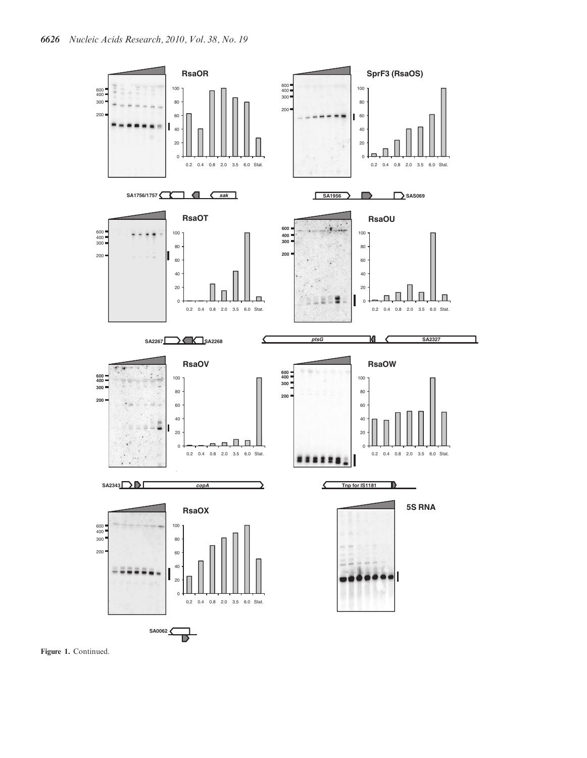Figure 1. Continued.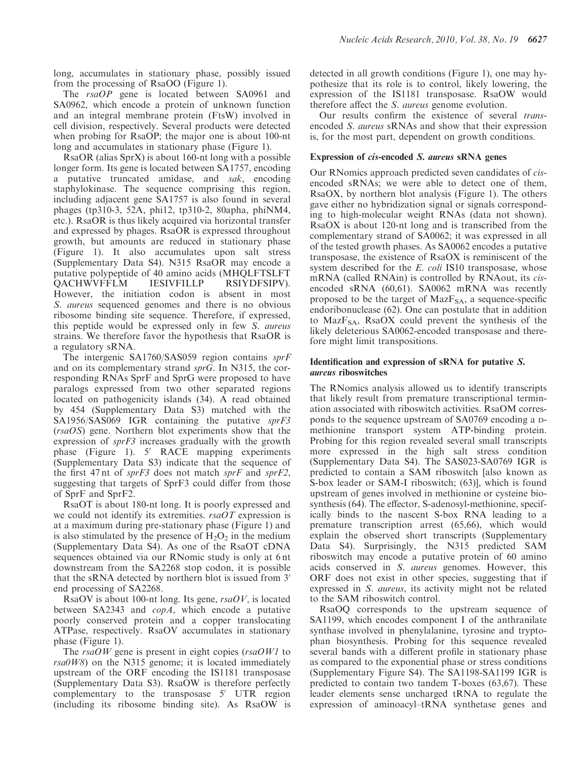long, accumulates in stationary phase, possibly issued from the processing of RsaOO (Figure 1).

The *rsaOP* gene is located between SA0961 and SA0962, which encode a protein of unknown function and an integral membrane protein (FtsW) involved in cell division, respectively. Several products were detected when probing for RsaOP; the major one is about 100-nt long and accumulates in stationary phase (Figure 1).

RsaOR (alias SprX) is about 160-nt long with a possible longer form. Its gene is located between SA1757, encoding a putative truncated amidase, and *sak*, encoding staphylokinase. The sequence comprising this region, including adjacent gene SA1757 is also found in several phages (tp310-3, 52A, phi12, tp310-2, 80apha, phiNM4, etc.). RsaOR is thus likely acquired via horizontal transfer and expressed by phages. RsaOR is expressed throughout growth, but amounts are reduced in stationary phase (Figure 1). It also accumulates upon salt stress (Supplementary Data S4). N315 RsaOR may encode a putative polypeptide of 40 amino acids (MHQLFTSLFT QACHWVFFLM IESIVFILLP RSIYDFSIPV). However, the initiation codon is absent in most *S. aureus* sequenced genomes and there is no obvious ribosome binding site sequence. Therefore, if expressed, this peptide would be expressed only in few *S. aureus* strains. We therefore favor the hypothesis that RsaOR is a regulatory sRNA.

The intergenic SA1760/SAS059 region contains *sprF* and on its complementary strand *sprG*. In N315, the corresponding RNAs SprF and SprG were proposed to have paralogs expressed from two other separated regions located on pathogenicity islands (34). A read obtained by 454 (Supplementary Data S3) matched with the SA1956/SAS069 IGR containing the putative *sprF3* (*rsaOS*) gene. Northern blot experiments show that the expression of *sprF3* increases gradually with the growth phase (Figure 1). 5′ RACE mapping experiments (Supplementary Data S3) indicate that the sequence of the first 47 nt of *sprF3* does not match *sprF* and *sprF2*, suggesting that targets of SprF3 could differ from those of SprF and SprF2.

RsaOT is about 180-nt long. It is poorly expressed and we could not identify its extremities. *rsaOT* expression is at a maximum during pre-stationary phase (Figure 1) and is also stimulated by the presence of $H_2O_2$ in the medium (Supplementary Data S4). As one of the RsaOT cDNA sequences obtained via our RNomic study is only at 6 nt downstream from the SA2268 stop codon, it is possible that the sRNA detected by northern blot is issued from 3′ end processing of SA2268.

RsaOV is about 100-nt long. Its gene, *rsaOV*, is located between SA2343 and *copA*, which encode a putative poorly conserved protein and a copper translocating ATPase, respectively. RsaOV accumulates in stationary phase (Figure 1).

The *rsaOW* gene is present in eight copies (*rsaOW1* to *rsa0W8*) on the N315 genome; it is located immediately upstream of the ORF encoding the IS1181 transposase (Supplementary Data S3). RsaOW is therefore perfectly complementary to the transposase 5′ UTR region (including its ribosome binding site). As RsaOW is detected in all growth conditions (Figure 1), one may hypothesize that its role is to control, likely lowering, the expression of the IS1181 transposase. RsaOW would therefore affect the *S. aureus* genome evolution.

Our results confirm the existence of several *trans*-encoded *S. aureus* sRNAs and show that their expression is, for the most part, dependent on growth conditions.

### Expression of *cis*-encoded *S. aureus* sRNA genes

Our RNomics approach predicted seven candidates of *cis*-encoded sRNAs; we were able to detect one of them, RsaOX, by northern blot analysis (Figure 1). The others gave either no hybridization signal or signals corresponding to high-molecular weight RNAs (data not shown). RsaOX is about 120-nt long and is transcribed from the complementary strand of SA0062; it was expressed in all of the tested growth phases. As SA0062 encodes a putative transposase, the existence of RsaOX is reminiscent of the system described for the *E. coli* IS10 transposase, whose mRNA (called RNAin) is controlled by RNAout, its *cis*-encoded sRNA (60,61). SA0062 mRNA was recently proposed to be the target of $MazF_{SA}$, a sequence-specific endoribonuclease (62). One can postulate that in addition to $MazF_{SA}$, RsaOX could prevent the synthesis of the likely deleterious SA0062-encoded transposase and therefore might limit transpositions.

### Identification and expression of sRNA for putative *S. aureus* riboswitches

The RNomics analysis allowed us to identify transcripts that likely result from premature transcriptional termination associated with riboswitch activities. RsaOM corresponds to the sequence upstream of SA0769 encoding a D-methionine transport system ATP-binding protein. Probing for this region revealed several small transcripts more expressed in the high salt stress condition (Supplementary Data S4). The SAS023-SA0769 IGR is predicted to contain a SAM riboswitch [also known as S-box leader or SAM-I riboswitch; (63)], which is found upstream of genes involved in methionine or cysteine biosynthesis (64). The effector, S-adenosyl-methionine, specifically binds to the nascent S-box RNA leading to a premature transcription arrest (65,66), which would explain the observed short transcripts (Supplementary Data S4). Surprisingly, the N315 predicted SAM riboswitch may encode a putative protein of 60 amino acids conserved in *S. aureus* genomes. However, this ORF does not exist in other species, suggesting that if expressed in *S. aureus*, its activity might not be related to the SAM riboswitch control.

RsaOQ corresponds to the upstream sequence of SA1199, which encodes component I of the anthranilate synthase involved in phenylalanine, tyrosine and tryptophan biosynthesis. Probing for this sequence revealed several bands with a different profile in stationary phase as compared to the exponential phase or stress conditions (Supplementary Figure S4). The SA1198-SA1199 IGR is predicted to contain two tandem T-boxes (63,67). These leader elements sense uncharged tRNA to regulate the expression of aminoacyl–tRNA synthetase genes and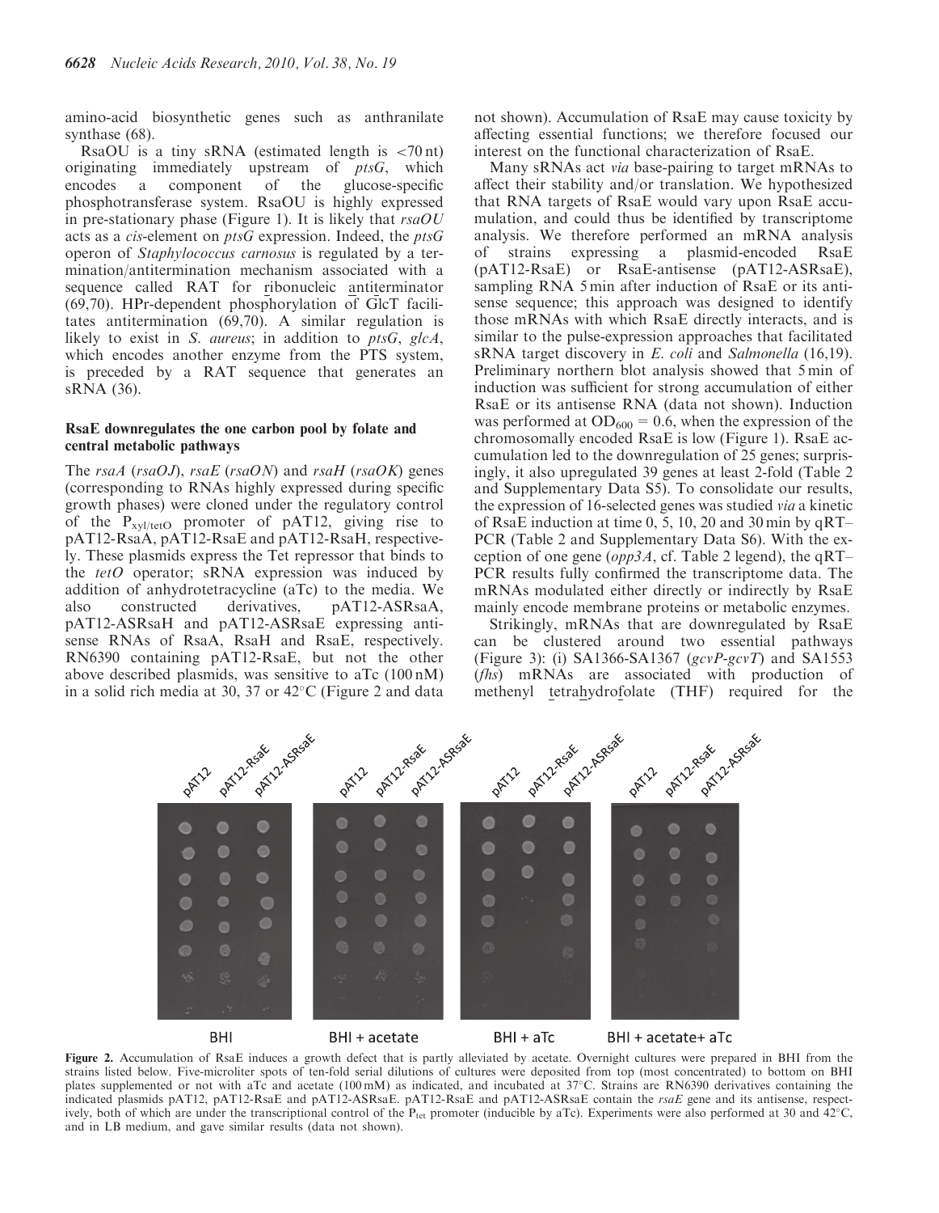amino-acid biosynthetic genes such as anthranilate synthase (68).

RsaOU is a tiny sRNA (estimated length is <70 nt) originating immediately upstream of *ptsG*, which encodes a component of the glucose-specific phosphotransferase system. RsaOU is highly expressed in pre-stationary phase (Figure 1). It is likely that *rsaOU* acts as a *cis*-element on *ptsG* expression. Indeed, the *ptsG* operon of *Staphylococcus carnosus* is regulated by a termination/antitermination mechanism associated with a sequence called RAT for ribonucleic antiterminator (69,70). HPr-dependent phosphorylation of GlcT facilitates antitermination (69,70). A similar regulation is likely to exist in *S. aureus*; in addition to *ptsG*, *glcA*, which encodes another enzyme from the PTS system, is preceded by a RAT sequence that generates an sRNA (36).

### RsaE downregulates the one carbon pool by folate and central metabolic pathways

The *rsaA* (*rsaOJ*), *rsaE* (*rsaON*) and *rsaH* (*rsaOK*) genes (corresponding to RNAs highly expressed during specific growth phases) were cloned under the regulatory control of the $P_{xyl/tetO}$ promoter of pAT12, giving rise to pAT12-RsaA, pAT12-RsaE and pAT12-RsaH, respectively. These plasmids express the Tet repressor that binds to the *tetO* operator; sRNA expression was induced by addition of anhydrotetracycline (aTc) to the media. We also constructed derivatives, pAT12-ASRsaA, pAT12-ASRsaH and pAT12-ASRsaE expressing antisense RNAs of RsaA, RsaH and RsaE, respectively. RN6390 containing pAT12-RsaE, but not the other above described plasmids, was sensitive to aTc (100 nM) in a solid rich media at 30, 37 or 42°C (Figure 2 and data not shown). Accumulation of RsaE may cause toxicity by affecting essential functions; we therefore focused our interest on the functional characterization of RsaE.

Many sRNAs act *via* base-pairing to target mRNAs to affect their stability and/or translation. We hypothesized that RNA targets of RsaE would vary upon RsaE accumulation, and could thus be identified by transcriptome analysis. We therefore performed an mRNA analysis of strains expressing a plasmid-encoded RsaE (pAT12-RsaE) or RsaE-antisense (pAT12-ASRsaE), sampling RNA 5 min after induction of RsaE or its antisense sequence; this approach was designed to identify those mRNAs with which RsaE directly interacts, and is similar to the pulse-expression approaches that facilitated sRNA target discovery in *E. coli* and *Salmonella* (16,19). Preliminary northern blot analysis showed that 5 min of induction was sufficient for strong accumulation of either RsaE or its antisense RNA (data not shown). Induction was performed at $OD_{600} = 0.6$, when the expression of the chromosomally encoded RsaE is low (Figure 1). RsaE accumulation led to the downregulation of 25 genes; surprisingly, it also upregulated 39 genes at least 2-fold (Table 2 and Supplementary Data S5). To consolidate our results, the expression of 16-selected genes was studied *via* a kinetic of RsaE induction at time 0, 5, 10, 20 and 30 min by qRT–PCR (Table 2 and Supplementary Data S6). With the exception of one gene (*opp3A*, cf. Table 2 legend), the qRT–PCR results fully confirmed the transcriptome data. The mRNAs modulated either directly or indirectly by RsaE mainly encode membrane proteins or metabolic enzymes.

Strikingly, mRNAs that are downregulated by RsaE can be clustered around two essential pathways (Figure 3): (i) SA1366-SA1367 (*gcvP-gcvT*) and SA1553 (*fhs*) mRNAs are associated with production of methenyl tetrahydrofolate (THF) required for the

**Figure 2.** Accumulation of RsaE induces a growth defect that is partly alleviated by acetate. Overnight cultures were prepared in BHI from the strains listed below. Five-microliter spots of ten-fold serial dilutions of cultures were deposited from top (most concentrated) to bottom on BHI plates supplemented or not with aTc and acetate (100 mM) as indicated, and incubated at 37°C. Strains are RN6390 derivatives containing the indicated plasmids pAT12, pAT12-RsaE and pAT12-ASRsaE. pAT12-RsaE and pAT12-ASRsaE contain the *rsaE* gene and its antisense, respectively, both of which are under the transcriptional control of the $P_{tet}$ promoter (inducible by aTc). Experiments were also performed at 30 and 42°C, and in LB medium, and gave similar results (data not shown).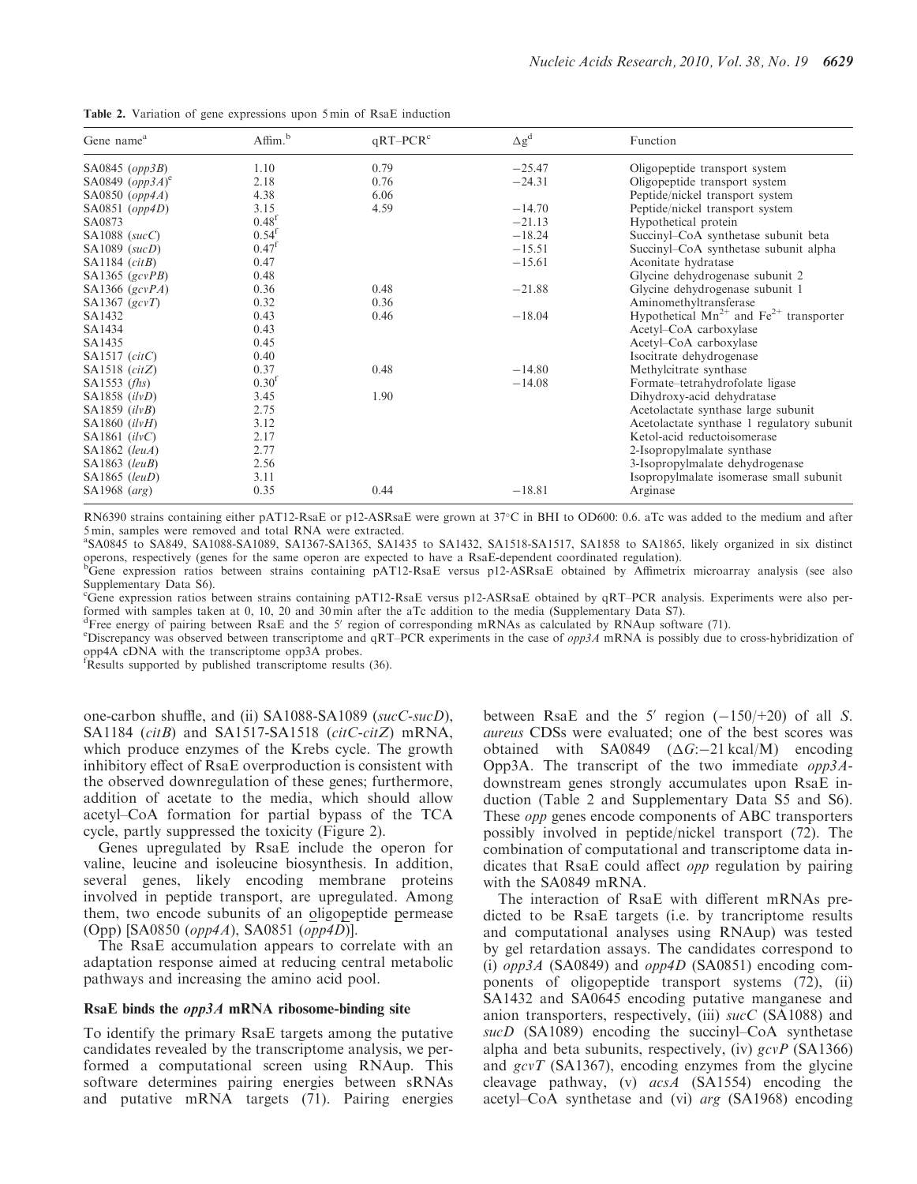**Table 2.** Variation of gene expressions upon 5 min of RsaE induction

| Gene name[a] | Affim.[b] | qRT–PCR[c] | Δg[d] | Function |
|---|---|---|---|---|
| SA0845 (*opp3B*) | 1.10 | 0.79 | −25.47 | Oligopeptide transport system |
| SA0849 (*opp3A*)[e] | 2.18 | 0.76 | −24.31 | Oligopeptide transport system |
| SA0850 (*opp4A*) | 4.38 | 6.06 | | Peptide/nickel transport system |
| SA0851 (*opp4D*) | 3.15 | 4.59 | −14.70 | Peptide/nickel transport system |
| SA0873 | 0.48[f] | | −21.13 | Hypothetical protein |
| SA1088 (*sucC*) | 0.54[f] | | −18.24 | Succinyl–CoA synthetase subunit beta |
| SA1089 (*sucD*) | 0.47[f] | | −15.51 | Succinyl–CoA synthetase subunit alpha |
| SA1184 (*citB*) | 0.47 | | −15.61 | Aconitate hydratase |
| SA1365 (*gcvPB*) | 0.48 | | | Glycine dehydrogenase subunit 2 |
| SA1366 (*gcvPA*) | 0.36 | 0.48 | −21.88 | Glycine dehydrogenase subunit 1 |
| SA1367 (*gcvT*) | 0.32 | 0.36 | | Aminomethyltransferase |
| SA1432 | 0.43 | 0.46 | −18.04 | Hypothetical $Mn^{2+}$ and $Fe^{2+}$ transporter |
| SA1434 | 0.43 | | | Acetyl–CoA carboxylase |
| SA1435 | 0.45 | | | Acetyl–CoA carboxylase |
| SA1517 (*citC*) | 0.40 | | | Isocitrate dehydrogenase |
| SA1518 (*citZ*) | 0.37 | 0.48 | −14.80 | Methylcitrate synthase |
| SA1553 (*fhs*) | 0.30[f] | | −14.08 | Formate–tetrahydrofolate ligase |
| SA1858 (*ilvD*) | 3.45 | 1.90 | | Dihydroxy-acid dehydratase |
| SA1859 (*ilvB*) | 2.75 | | | Acetolactate synthase large subunit |
| SA1860 (*ilvH*) | 3.12 | | | Acetolactate synthase 1 regulatory subunit |
| SA1861 (*ilvC*) | 2.17 | | | Ketol-acid reductoisomerase |
| SA1862 (*leuA*) | 2.77 | | | 2-Isopropylmalate synthase |
| SA1863 (*leuB*) | 2.56 | | | 3-Isopropylmalate dehydrogenase |
| SA1865 (*leuD*) | 3.11 | | | Isopropylmalate isomerase small subunit |
| SA1968 (*arg*) | 0.35 | 0.44 | −18.81 | Arginase |

RN6390 strains containing either pAT12-RsaE or p12-ASRsaE were grown at 37°C in BHI to OD600: 0.6. aTc was added to the medium and after 5 min, samples were removed and total RNA were extracted.

[a]SA0845 to SA849, SA1088-SA1089, SA1367-SA1365, SA1435 to SA1432, SA1518-SA1517, SA1858 to SA1865, likely organized in six distinct operons, respectively (genes for the same operon are expected to have a RsaE-dependent coordinated regulation).

[b]Gene expression ratios between strains containing pAT12-RsaE versus p12-ASRsaE obtained by Affimetrix microarray analysis (see also Supplementary Data S6).

[c]Gene expression ratios between strains containing pAT12-RsaE versus p12-ASRsaE obtained by qRT–PCR analysis. Experiments were also performed with samples taken at 0, 10, 20 and 30 min after the aTc addition to the media (Supplementary Data S7).

[d]Free energy of pairing between RsaE and the 5′ region of corresponding mRNAs as calculated by RNAup software (71).

[e]Discrepancy was observed between transcriptome and qRT–PCR experiments in the case of *opp3A* mRNA is possibly due to cross-hybridization of opp4A cDNA with the transcriptome opp3A probes.

[f]Results supported by published transcriptome results (36).

one-carbon shuffle, and (ii) SA1088-SA1089 (*sucC-sucD*), SA1184 (*citB*) and SA1517-SA1518 (*citC-citZ*) mRNA, which produce enzymes of the Krebs cycle. The growth inhibitory effect of RsaE overproduction is consistent with the observed downregulation of these genes; furthermore, addition of acetate to the media, which should allow acetyl–CoA formation for partial bypass of the TCA cycle, partly suppressed the toxicity (Figure 2).

Genes upregulated by RsaE include the operon for valine, leucine and isoleucine biosynthesis. In addition, several genes, likely encoding membrane proteins involved in peptide transport, are upregulated. Among them, two encode subunits of an oligopeptide permease (Opp) [SA0850 (*opp4A*), SA0851 (*opp4D*)].

The RsaE accumulation appears to correlate with an adaptation response aimed at reducing central metabolic pathways and increasing the amino acid pool.

### RsaE binds the *opp3A* mRNA ribosome-binding site

To identify the primary RsaE targets among the putative candidates revealed by the transcriptome analysis, we performed a computational screen using RNAup. This software determines pairing energies between sRNAs and putative mRNA targets (71). Pairing energies between RsaE and the 5′ region (−150/+20) of all *S. aureus* CDSs were evaluated; one of the best scores was obtained with SA0849 (ΔG:−21 kcal/M) encoding Opp3A. The transcript of the two immediate *opp3A*-downstream genes strongly accumulates upon RsaE induction (Table 2 and Supplementary Data S5 and S6). These *opp* genes encode components of ABC transporters possibly involved in peptide/nickel transport (72). The combination of computational and transcriptome data indicates that RsaE could affect *opp* regulation by pairing with the SA0849 mRNA.

The interaction of RsaE with different mRNAs predicted to be RsaE targets (i.e. by trancriptome results and computational analyses using RNAup) was tested by gel retardation assays. The candidates correspond to (i) *opp3A* (SA0849) and *opp4D* (SA0851) encoding components of oligopeptide transport systems (72), (ii) SA1432 and SA0645 encoding putative manganese and anion transporters, respectively, (iii) *sucC* (SA1088) and *sucD* (SA1089) encoding the succinyl–CoA synthetase alpha and beta subunits, respectively, (iv) *gcvP* (SA1366) and *gcvT* (SA1367), encoding enzymes from the glycine cleavage pathway, (v) *acsA* (SA1554) encoding the acetyl–CoA synthetase and (vi) *arg* (SA1968) encoding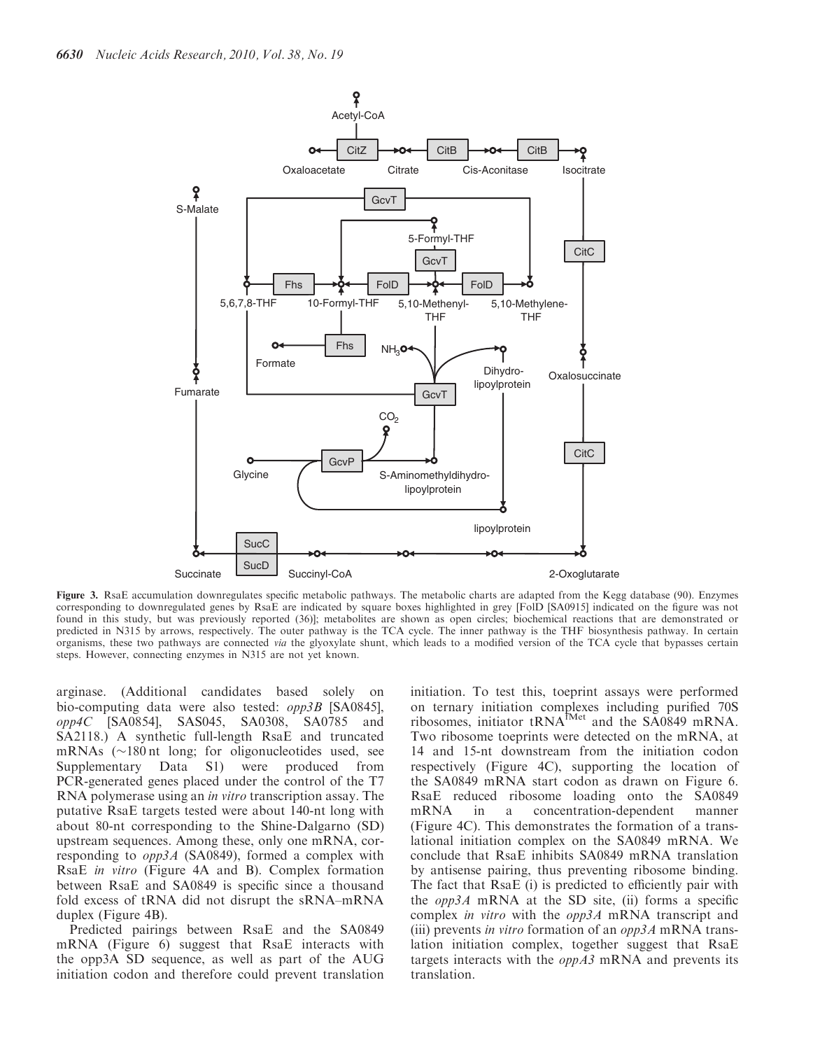**Figure 3.** RsaE accumulation downregulates specific metabolic pathways. The metabolic charts are adapted from the Kegg database (90). Enzymes corresponding to downregulated genes by RsaE are indicated by square boxes highlighted in grey [FolD [SA0915] indicated on the figure was not found in this study, but was previously reported (36)]; metabolites are shown as open circles; biochemical reactions that are demonstrated or predicted in N315 by arrows, respectively. The outer pathway is the TCA cycle. The inner pathway is the THF biosynthesis pathway. In certain organisms, these two pathways are connected *via* the glyoxylate shunt, which leads to a modified version of the TCA cycle that bypasses certain steps. However, connecting enzymes in N315 are not yet known.

arginase. (Additional candidates based solely on bio-computing data were also tested: *opp3B* [SA0845], *opp4C* [SA0854], SAS045, SA0308, SA0785 and SA2118.) A synthetic full-length RsaE and truncated mRNAs (~180 nt long; for oligonucleotides used, see Supplementary Data S1) were produced from PCR-generated genes placed under the control of the T7 RNA polymerase using an *in vitro* transcription assay. The putative RsaE targets tested were about 140-nt long with about 80-nt corresponding to the Shine-Dalgarno (SD) upstream sequences. Among these, only one mRNA, corresponding to *opp3A* (SA0849), formed a complex with RsaE *in vitro* (Figure 4A and B). Complex formation between RsaE and SA0849 is specific since a thousand fold excess of tRNA did not disrupt the sRNA–mRNA duplex (Figure 4B).

Predicted pairings between RsaE and the SA0849 mRNA (Figure 6) suggest that RsaE interacts with the opp3A SD sequence, as well as part of the AUG initiation codon and therefore could prevent translation initiation. To test this, toeprint assays were performed on ternary initiation complexes including purified 70S ribosomes, initiator $tRNA^{fMet}$ and the SA0849 mRNA. Two ribosome toeprints were detected on the mRNA, at 14 and 15-nt downstream from the initiation codon respectively (Figure 4C), supporting the location of the SA0849 mRNA start codon as drawn on Figure 6. RsaE reduced ribosome loading onto the SA0849 mRNA in a concentration-dependent manner (Figure 4C). This demonstrates the formation of a translational initiation complex on the SA0849 mRNA. We conclude that RsaE inhibits SA0849 mRNA translation by antisense pairing, thus preventing ribosome binding. The fact that RsaE (i) is predicted to efficiently pair with the *opp3A* mRNA at the SD site, (ii) forms a specific complex *in vitro* with the *opp3A* mRNA transcript and (iii) prevents *in vitro* formation of an *opp3A* mRNA translation initiation complex, together suggest that RsaE targets interacts with the *oppA3* mRNA and prevents its translation.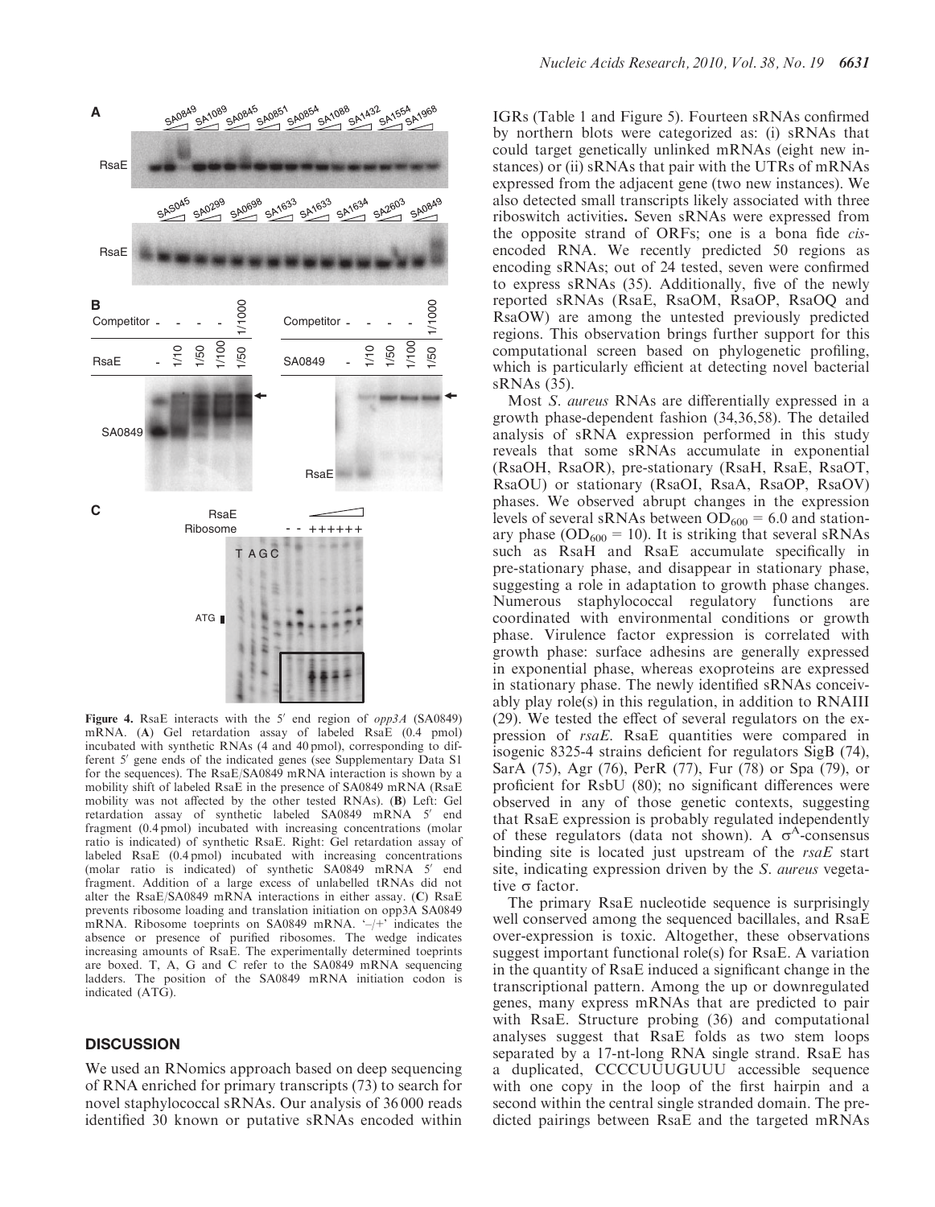**Figure 4.** RsaE interacts with the 5′ end region of *opp3A* (SA0849) mRNA. (**A**) Gel retardation assay of labeled RsaE (0.4 pmol) incubated with synthetic RNAs (4 and 40 pmol), corresponding to different 5′ gene ends of the indicated genes (see Supplementary Data S1 for the sequences). The RsaE/SA0849 mRNA interaction is shown by a mobility shift of labeled RsaE in the presence of SA0849 mRNA (RsaE mobility was not affected by the other tested RNAs). (**B**) Left: Gel retardation assay of synthetic labeled SA0849 mRNA 5′ end fragment (0.4 pmol) incubated with increasing concentrations (molar ratio is indicated) of synthetic RsaE. Right: Gel retardation assay of labeled RsaE (0.4 pmol) incubated with increasing concentrations (molar ratio is indicated) of synthetic SA0849 mRNA 5′ end fragment. Addition of a large excess of unlabelled tRNAs did not alter the RsaE/SA0849 mRNA interactions in either assay. (**C**) RsaE prevents ribosome loading and translation initiation on opp3A SA0849 mRNA. Ribosome toeprints on SA0849 mRNA. '–/+' indicates the absence or presence of purified ribosomes. The wedge indicates increasing amounts of RsaE. The experimentally determined toeprints are boxed. T, A, G and C refer to the SA0849 mRNA sequencing ladders. The position of the SA0849 mRNA initiation codon is indicated (ATG).

## DISCUSSION

We used an RNomics approach based on deep sequencing of RNA enriched for primary transcripts (73) to search for novel staphylococcal sRNAs. Our analysis of 36 000 reads identified 30 known or putative sRNAs encoded within IGRs (Table 1 and Figure 5). Fourteen sRNAs confirmed by northern blots were categorized as: (i) sRNAs that could target genetically unlinked mRNAs (eight new instances) or (ii) sRNAs that pair with the UTRs of mRNAs expressed from the adjacent gene (two new instances). We also detected small transcripts likely associated with three riboswitch activities. Seven sRNAs were expressed from the opposite strand of ORFs; one is a bona fide *cis*-encoded RNA. We recently predicted 50 regions as encoding sRNAs; out of 24 tested, seven were confirmed to express sRNAs (35). Additionally, five of the newly reported sRNAs (RsaE, RsaOM, RsaOP, RsaOQ and RsaOW) are among the untested previously predicted regions. This observation brings further support for this computational screen based on phylogenetic profiling, which is particularly efficient at detecting novel bacterial sRNAs (35).

Most *S. aureus* RNAs are differentially expressed in a growth phase-dependent fashion (34,36,58). The detailed analysis of sRNA expression performed in this study reveals that some sRNAs accumulate in exponential (RsaOH, RsaOR), pre-stationary (RsaH, RsaE, RsaOT, RsaOU) or stationary (RsaOI, RsaA, RsaOP, RsaOV) phases. We observed abrupt changes in the expression levels of several sRNAs between $OD_{600}$ = 6.0 and stationary phase ($OD_{600}$ = 10). It is striking that several sRNAs such as RsaH and RsaE accumulate specifically in pre-stationary phase, and disappear in stationary phase, suggesting a role in adaptation to growth phase changes. Numerous staphylococcal regulatory functions are coordinated with environmental conditions or growth phase. Virulence factor expression is correlated with growth phase: surface adhesins are generally expressed in exponential phase, whereas exoproteins are expressed in stationary phase. The newly identified sRNAs conceivably play role(s) in this regulation, in addition to RNAIII (29). We tested the effect of several regulators on the expression of *rsaE*. RsaE quantities were compared in isogenic 8325-4 strains deficient for regulators SigB (74), SarA (75), Agr (76), PerR (77), Fur (78) or Spa (79), or proficient for RsbU (80); no significant differences were observed in any of those genetic contexts, suggesting that RsaE expression is probably regulated independently of these regulators (data not shown). A $\sigma^A$-consensus binding site is located just upstream of the *rsaE* start site, indicating expression driven by the *S. aureus* vegetative σ factor.

The primary RsaE nucleotide sequence is surprisingly well conserved among the sequenced bacillales, and RsaE over-expression is toxic. Altogether, these observations suggest important functional role(s) for RsaE. A variation in the quantity of RsaE induced a significant change in the transcriptional pattern. Among the up or downregulated genes, many express mRNAs that are predicted to pair with RsaE. Structure probing (36) and computational analyses suggest that RsaE folds as two stem loops separated by a 17-nt-long RNA single strand. RsaE has a duplicated, CCCCUUUGUUU accessible sequence with one copy in the loop of the first hairpin and a second within the central single stranded domain. The predicted pairings between RsaE and the targeted mRNAs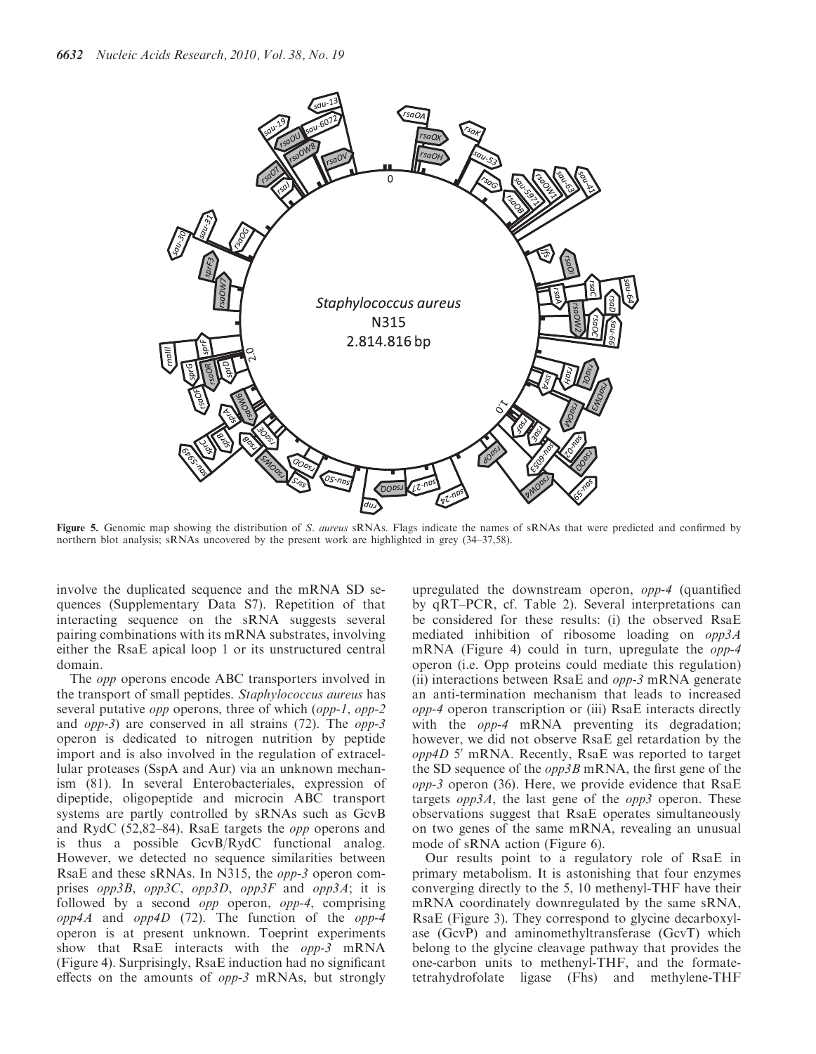**Figure 5.** Genomic map showing the distribution of *S. aureus* sRNAs. Flags indicate the names of sRNAs that were predicted and confirmed by northern blot analysis; sRNAs uncovered by the present work are highlighted in grey (34–37,58).

involve the duplicated sequence and the mRNA SD sequences (Supplementary Data S7). Repetition of that interacting sequence on the sRNA suggests several pairing combinations with its mRNA substrates, involving either the RsaE apical loop 1 or its unstructured central domain.

The *opp* operons encode ABC transporters involved in the transport of small peptides. *Staphylococcus aureus* has several putative *opp* operons, three of which (*opp-1*, *opp-2* and *opp-3*) are conserved in all strains (72). The *opp-3* operon is dedicated to nitrogen nutrition by peptide import and is also involved in the regulation of extracellular proteases (SspA and Aur) via an unknown mechanism (81). In several Enterobacteriales, expression of dipeptide, oligopeptide and microcin ABC transport systems are partly controlled by sRNAs such as GcvB and RydC (52,82–84). RsaE targets the *opp* operons and is thus a possible GcvB/RydC functional analog. However, we detected no sequence similarities between RsaE and these sRNAs. In N315, the *opp-3* operon comprises *opp3B*, *opp3C*, *opp3D*, *opp3F* and *opp3A*; it is followed by a second *opp* operon, *opp-4*, comprising *opp4A* and *opp4D* (72). The function of the *opp-4* operon is at present unknown. Toeprint experiments show that RsaE interacts with the *opp-3* mRNA (Figure 4). Surprisingly, RsaE induction had no significant effects on the amounts of *opp-3* mRNAs, but strongly upregulated the downstream operon, *opp-4* (quantified by qRT–PCR, cf. Table 2). Several interpretations can be considered for these results: (i) the observed RsaE mediated inhibition of ribosome loading on *opp3A* mRNA (Figure 4) could in turn, upregulate the *opp-4* operon (i.e. Opp proteins could mediate this regulation) (ii) interactions between RsaE and *opp-3* mRNA generate an anti-termination mechanism that leads to increased *opp-4* operon transcription or (iii) RsaE interacts directly with the *opp-4* mRNA preventing its degradation; however, we did not observe RsaE gel retardation by the *opp4D* 5′ mRNA. Recently, RsaE was reported to target the SD sequence of the *opp3B* mRNA, the first gene of the *opp-3* operon (36). Here, we provide evidence that RsaE targets *opp3A*, the last gene of the *opp3* operon. These observations suggest that RsaE operates simultaneously on two genes of the same mRNA, revealing an unusual mode of sRNA action (Figure 6).

Our results point to a regulatory role of RsaE in primary metabolism. It is astonishing that four enzymes converging directly to the 5, 10 methenyl-THF have their mRNA coordinately downregulated by the same sRNA, RsaE (Figure 3). They correspond to glycine decarboxylase (GcvP) and aminomethyltransferase (GcvT) which belong to the glycine cleavage pathway that provides the one-carbon units to methenyl-THF, and the formate-tetrahydrofolate ligase (Fhs) and methylene-THF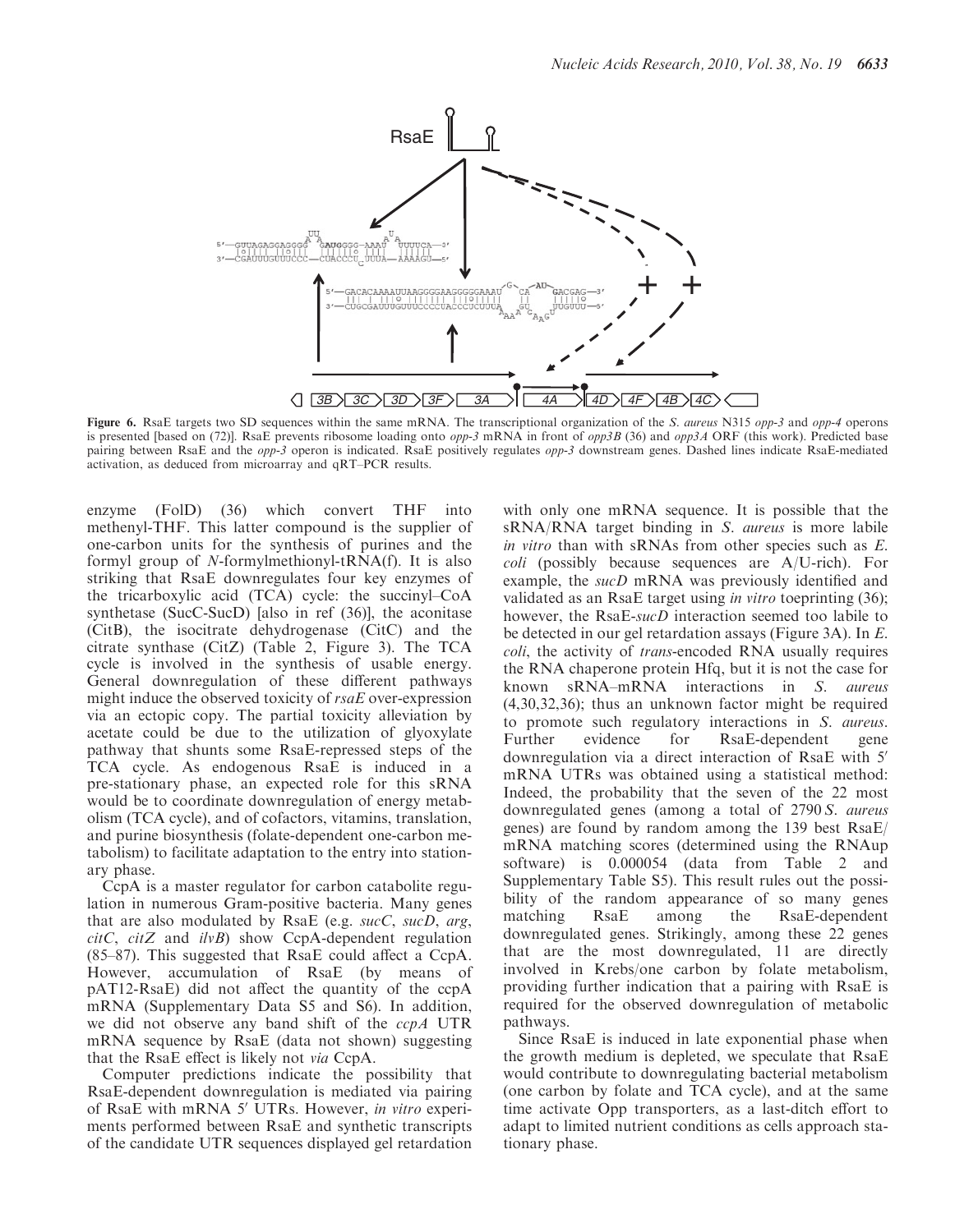**Figure 6.** RsaE targets two SD sequences within the same mRNA. The transcriptional organization of the *S. aureus* N315 *opp-3* and *opp-4* operons is presented [based on (72)]. RsaE prevents ribosome loading onto *opp-3* mRNA in front of *opp3B* (36) and *opp3A* ORF (this work). Predicted base pairing between RsaE and the *opp-3* operon is indicated. RsaE positively regulates *opp-3* downstream genes. Dashed lines indicate RsaE-mediated activation, as deduced from microarray and qRT–PCR results.

enzyme (FolD) (36) which convert THF into methenyl-THF. This latter compound is the supplier of one-carbon units for the synthesis of purines and the formyl group of N-formylmethionyl-tRNA(f). It is also striking that RsaE downregulates four key enzymes of the tricarboxylic acid (TCA) cycle: the succinyl–CoA synthetase (SucC-SucD) [also in ref (36)], the aconitase (CitB), the isocitrate dehydrogenase (CitC) and the citrate synthase (CitZ) (Table 2, Figure 3). The TCA cycle is involved in the synthesis of usable energy. General downregulation of these different pathways might induce the observed toxicity of *rsaE* over-expression via an ectopic copy. The partial toxicity alleviation by acetate could be due to the utilization of glyoxylate pathway that shunts some RsaE-repressed steps of the TCA cycle. As endogenous RsaE is induced in a pre-stationary phase, an expected role for this sRNA would be to coordinate downregulation of energy metabolism (TCA cycle), and of cofactors, vitamins, translation, and purine biosynthesis (folate-dependent one-carbon metabolism) to facilitate adaptation to the entry into stationary phase.

CcpA is a master regulator for carbon catabolite regulation in numerous Gram-positive bacteria. Many genes that are also modulated by RsaE (e.g. *sucC*, *sucD*, *arg*, *citC*, *citZ* and *ilvB*) show CcpA-dependent regulation (85–87). This suggested that RsaE could affect a CcpA. However, accumulation of RsaE (by means of pAT12-RsaE) did not affect the quantity of the ccpA mRNA (Supplementary Data S5 and S6). In addition, we did not observe any band shift of the *ccpA* UTR mRNA sequence by RsaE (data not shown) suggesting that the RsaE effect is likely not *via* CcpA.

Computer predictions indicate the possibility that RsaE-dependent downregulation is mediated via pairing of RsaE with mRNA 5′ UTRs. However, *in vitro* experiments performed between RsaE and synthetic transcripts of the candidate UTR sequences displayed gel retardation with only one mRNA sequence. It is possible that the sRNA/RNA target binding in *S. aureus* is more labile *in vitro* than with sRNAs from other species such as *E. coli* (possibly because sequences are A/U-rich). For example, the *sucD* mRNA was previously identified and validated as an RsaE target using *in vitro* toeprinting (36); however, the RsaE-*sucD* interaction seemed too labile to be detected in our gel retardation assays (Figure 3A). In *E. coli*, the activity of *trans*-encoded RNA usually requires the RNA chaperone protein Hfq, but it is not the case for known sRNA–mRNA interactions in *S. aureus* (4,30,32,36); thus an unknown factor might be required to promote such regulatory interactions in *S. aureus*. Further evidence for RsaE-dependent gene downregulation via a direct interaction of RsaE with 5′ mRNA UTRs was obtained using a statistical method: Indeed, the probability that the seven of the 22 most downregulated genes (among a total of 2790 *S. aureus* genes) are found by random among the 139 best RsaE/mRNA matching scores (determined using the RNAup software) is 0.000054 (data from Table 2 and Supplementary Table S5). This result rules out the possibility of the random appearance of so many genes matching RsaE among the RsaE-dependent downregulated genes. Strikingly, among these 22 genes that are the most downregulated, 11 are directly involved in Krebs/one carbon by folate metabolism, providing further indication that a pairing with RsaE is required for the observed downregulation of metabolic pathways.

Since RsaE is induced in late exponential phase when the growth medium is depleted, we speculate that RsaE would contribute to downregulating bacterial metabolism (one carbon by folate and TCA cycle), and at the same time activate Opp transporters, as a last-ditch effort to adapt to limited nutrient conditions as cells approach stationary phase.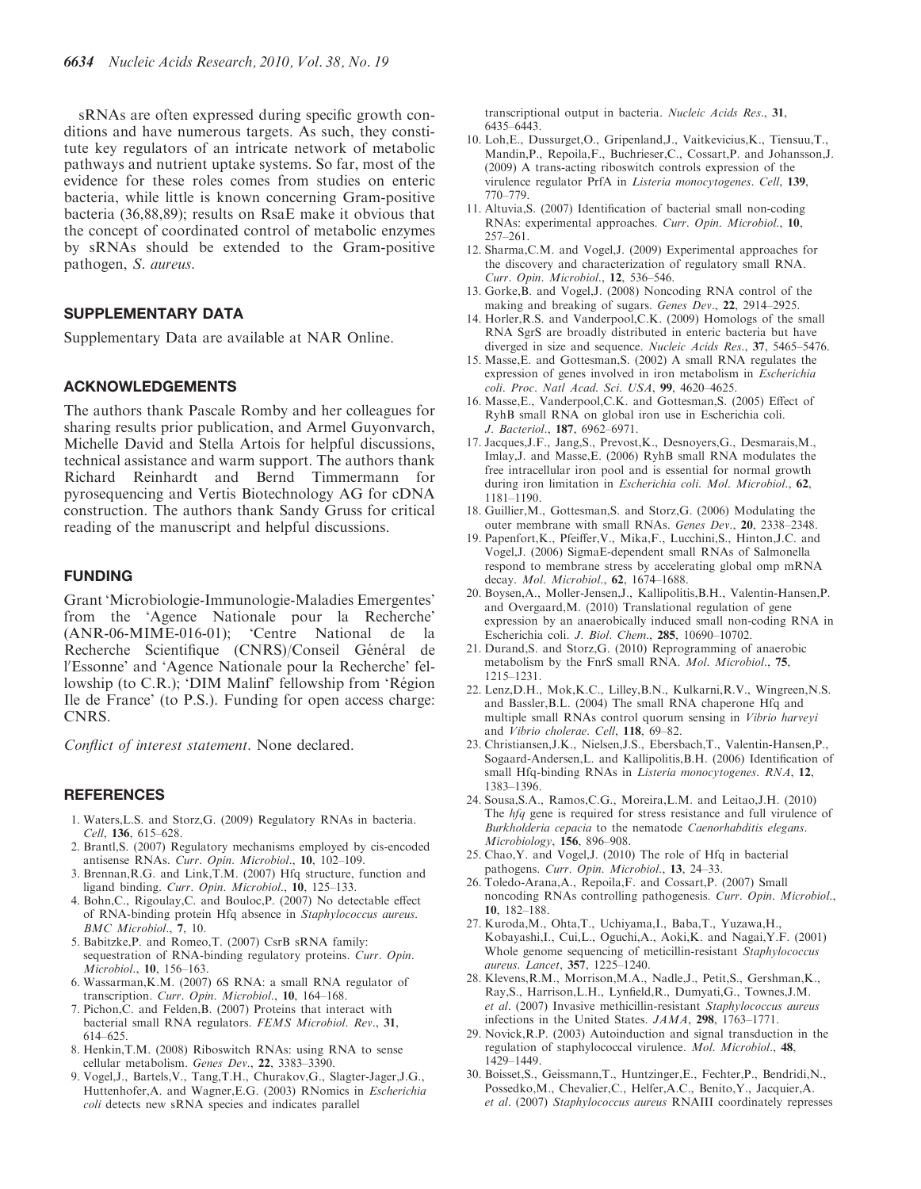sRNAs are often expressed during specific growth conditions and have numerous targets. As such, they constitute key regulators of an intricate network of metabolic pathways and nutrient uptake systems. So far, most of the evidence for these roles comes from studies on enteric bacteria, while little is known concerning Gram-positive bacteria (36,88,89); results on RsaE make it obvious that the concept of coordinated control of metabolic enzymes by sRNAs should be extended to the Gram-positive pathogen, *S. aureus*.

## SUPPLEMENTARY DATA

Supplementary Data are available at NAR Online.

## ACKNOWLEDGEMENTS

The authors thank Pascale Romby and her colleagues for sharing results prior publication, and Armel Guyonvarch, Michelle David and Stella Artois for helpful discussions, technical assistance and warm support. The authors thank Richard Reinhardt and Bernd Timmermann for pyrosequencing and Vertis Biotechnology AG for cDNA construction. The authors thank Sandy Gruss for critical reading of the manuscript and helpful discussions.

## FUNDING

Grant 'Microbiologie-Immunologie-Maladies Emergentes' from the 'Agence Nationale pour la Recherche' (ANR-06-MIME-016-01); 'Centre National de la Recherche Scientifique (CNRS)/Conseil Général de l'Essonne' and 'Agence Nationale pour la Recherche' fellowship (to C.R.); 'DIM Malinf' fellowship from 'Région Ile de France' (to P.S.). Funding for open access charge: CNRS.

*Conflict of interest statement*. None declared.

## REFERENCES

1. Waters,L.S. and Storz,G. (2009) Regulatory RNAs in bacteria. *Cell*, **136**, 615–628.
2. Brantl,S. (2007) Regulatory mechanisms employed by cis-encoded antisense RNAs. *Curr. Opin. Microbiol.*, **10**, 102–109.
3. Brennan,R.G. and Link,T.M. (2007) Hfq structure, function and ligand binding. *Curr. Opin. Microbiol.*, **10**, 125–133.
4. Bohn,C., Rigoulay,C. and Bouloc,P. (2007) No detectable effect of RNA-binding protein Hfq absence in *Staphylococcus aureus*. *BMC Microbiol.*, **7**, 10.
5. Babitzke,P. and Romeo,T. (2007) CsrB sRNA family: sequestration of RNA-binding regulatory proteins. *Curr. Opin. Microbiol.*, **10**, 156–163.
6. Wassarman,K.M. (2007) 6S RNA: a small RNA regulator of transcription. *Curr. Opin. Microbiol.*, **10**, 164–168.
7. Pichon,C. and Felden,B. (2007) Proteins that interact with bacterial small RNA regulators. *FEMS Microbiol. Rev.*, **31**, 614–625.
8. Henkin,T.M. (2008) Riboswitch RNAs: using RNA to sense cellular metabolism. *Genes Dev.*, **22**, 3383–3390.
9. Vogel,J., Bartels,V., Tang,T.H., Churakov,G., Slagter-Jager,J.G., Huttenhofer,A. and Wagner,E.G. (2003) RNomics in *Escherichia coli* detects new sRNA species and indicates parallel transcriptional output in bacteria. *Nucleic Acids Res.*, **31**, 6435–6443.
10. Loh,E., Dussurget,O., Gripenland,J., Vaitkevicius,K., Tiensuu,T., Mandin,P., Repoila,F., Buchrieser,C., Cossart,P. and Johansson,J. (2009) A trans-acting riboswitch controls expression of the virulence regulator PrfA in *Listeria monocytogenes*. *Cell*, **139**, 770–779.
11. Altuvia,S. (2007) Identification of bacterial small non-coding RNAs: experimental approaches. *Curr. Opin. Microbiol.*, **10**, 257–261.
12. Sharma,C.M. and Vogel,J. (2009) Experimental approaches for the discovery and characterization of regulatory small RNA. *Curr. Opin. Microbiol.*, **12**, 536–546.
13. Gorke,B. and Vogel,J. (2008) Noncoding RNA control of the making and breaking of sugars. *Genes Dev.*, **22**, 2914–2925.
14. Horler,R.S. and Vanderpool,C.K. (2009) Homologs of the small RNA SgrS are broadly distributed in enteric bacteria but have diverged in size and sequence. *Nucleic Acids Res.*, **37**, 5465–5476.
15. Masse,E. and Gottesman,S. (2002) A small RNA regulates the expression of genes involved in iron metabolism in *Escherichia coli*. *Proc. Natl Acad. Sci. USA*, **99**, 4620–4625.
16. Masse,E., Vanderpool,C.K. and Gottesman,S. (2005) Effect of RyhB small RNA on global iron use in Escherichia coli. *J. Bacteriol.*, **187**, 6962–6971.
17. Jacques,J.F., Jang,S., Prevost,K., Desnoyers,G., Desmarais,M., Imlay,J. and Masse,E. (2006) RyhB small RNA modulates the free intracellular iron pool and is essential for normal growth during iron limitation in *Escherichia coli*. *Mol. Microbiol.*, **62**, 1181–1190.
18. Guillier,M., Gottesman,S. and Storz,G. (2006) Modulating the outer membrane with small RNAs. *Genes Dev.*, **20**, 2338–2348.
19. Papenfort,K., Pfeiffer,V., Mika,F., Lucchini,S., Hinton,J.C. and Vogel,J. (2006) SigmaE-dependent small RNAs of Salmonella respond to membrane stress by accelerating global omp mRNA decay. *Mol. Microbiol.*, **62**, 1674–1688.
20. Boysen,A., Moller-Jensen,J., Kallipolitis,B.H., Valentin-Hansen,P. and Overgaard,M. (2010) Translational regulation of gene expression by an anaerobically induced small non-coding RNA in Escherichia coli. *J. Biol. Chem.*, **285**, 10690–10702.
21. Durand,S. and Storz,G. (2010) Reprogramming of anaerobic metabolism by the FnrS small RNA. *Mol. Microbiol.*, **75**, 1215–1231.
22. Lenz,D.H., Mok,K.C., Lilley,B.N., Kulkarni,R.V., Wingreen,N.S. and Bassler,B.L. (2004) The small RNA chaperone Hfq and multiple small RNAs control quorum sensing in *Vibrio harveyi* and *Vibrio cholerae*. *Cell*, **118**, 69–82.
23. Christiansen,J.K., Nielsen,J.S., Ebersbach,T., Valentin-Hansen,P., Sogaard-Andersen,L. and Kallipolitis,B.H. (2006) Identification of small Hfq-binding RNAs in *Listeria monocytogenes*. *RNA*, **12**, 1383–1396.
24. Sousa,S.A., Ramos,C.G., Moreira,L.M. and Leitao,J.H. (2010) The *hfq* gene is required for stress resistance and full virulence of *Burkholderia cepacia* to the nematode *Caenorhabditis elegans*. *Microbiology*, **156**, 896–908.
25. Chao,Y. and Vogel,J. (2010) The role of Hfq in bacterial pathogens. *Curr. Opin. Microbiol.*, **13**, 24–33.
26. Toledo-Arana,A., Repoila,F. and Cossart,P. (2007) Small noncoding RNAs controlling pathogenesis. *Curr. Opin. Microbiol.*, **10**, 182–188.
27. Kuroda,M., Ohta,T., Uchiyama,I., Baba,T., Yuzawa,H., Kobayashi,I., Cui,L., Oguchi,A., Aoki,K. and Nagai,Y.F. (2001) Whole genome sequencing of meticillin-resistant *Staphylococcus aureus*. *Lancet*, **357**, 1225–1240.
28. Klevens,R.M., Morrison,M.A., Nadle,J., Petit,S., Gershman,K., Ray,S., Harrison,L.H., Lynfield,R., Dumyati,G., Townes,J.M. *et al.* (2007) Invasive methicillin-resistant *Staphylococcus aureus* infections in the United States. *JAMA*, **298**, 1763–1771.
29. Novick,R.P. (2003) Autoinduction and signal transduction in the regulation of staphylococcal virulence. *Mol. Microbiol.*, **48**, 1429–1449.
30. Boisset,S., Geissmann,T., Huntzinger,E., Fechter,P., Bendridi,N., Possedko,M., Chevalier,C., Helfer,A.C., Benito,Y., Jacquier,A. *et al.* (2007) *Staphylococcus aureus* RNAIII coordinately represses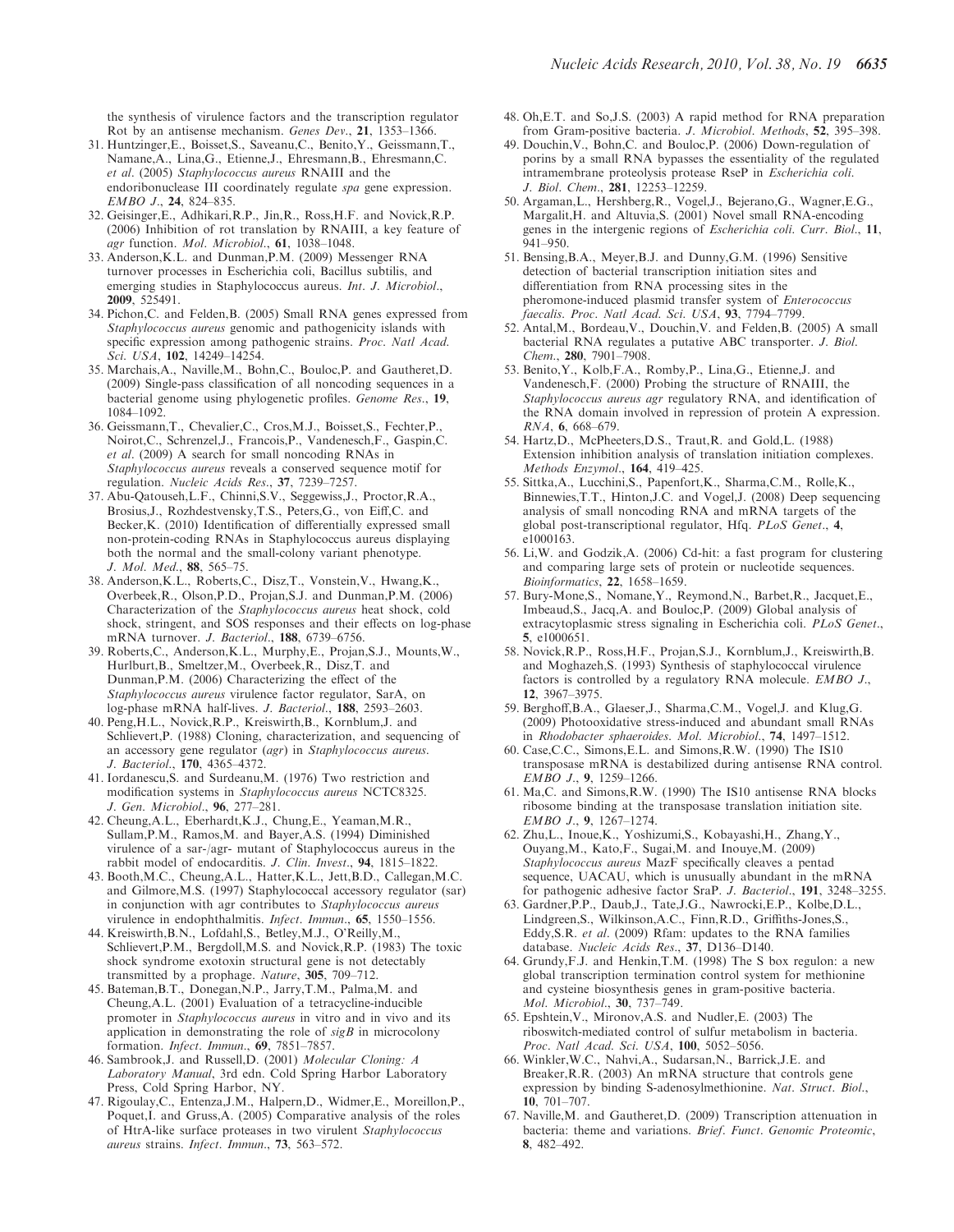the synthesis of virulence factors and the transcription regulator Rot by an antisense mechanism. *Genes Dev.*, **21**, 1353–1366.

31. Huntzinger,E., Boisset,S., Saveanu,C., Benito,Y., Geissmann,T., Namane,A., Lina,G., Etienne,J., Ehresmann,B., Ehresmann,C. *et al.* (2005) *Staphylococcus aureus* RNAIII and the endoribonuclease III coordinately regulate *spa* gene expression. *EMBO J.*, **24**, 824–835.
32. Geisinger,E., Adhikari,R.P., Jin,R., Ross,H.F. and Novick,R.P. (2006) Inhibition of rot translation by RNAIII, a key feature of *agr* function. *Mol. Microbiol.*, **61**, 1038–1048.
33. Anderson,K.L. and Dunman,P.M. (2009) Messenger RNA turnover processes in Escherichia coli, Bacillus subtilis, and emerging studies in Staphylococcus aureus. *Int. J. Microbiol.*, **2009**, 525491.
34. Pichon,C. and Felden,B. (2005) Small RNA genes expressed from *Staphylococcus aureus* genomic and pathogenicity islands with specific expression among pathogenic strains. *Proc. Natl Acad. Sci. USA*, **102**, 14249–14254.
35. Marchais,A., Naville,M., Bohn,C., Bouloc,P. and Gautheret,D. (2009) Single-pass classification of all noncoding sequences in a bacterial genome using phylogenetic profiles. *Genome Res.*, **19**, 1084–1092.
36. Geissmann,T., Chevalier,C., Cros,M.J., Boisset,S., Fechter,P., Noirot,C., Schrenzel,J., Francois,P., Vandenesch,F., Gaspin,C. *et al.* (2009) A search for small noncoding RNAs in *Staphylococcus aureus* reveals a conserved sequence motif for regulation. *Nucleic Acids Res.*, **37**, 7239–7257.
37. Abu-Qatouseh,L.F., Chinni,S.V., Seggewiss,J., Proctor,R.A., Brosius,J., Rozhdestvensky,T.S., Peters,G., von Eiff,C. and Becker,K. (2010) Identification of differentially expressed small non-protein-coding RNAs in Staphylococcus aureus displaying both the normal and the small-colony variant phenotype. *J. Mol. Med.*, **88**, 565–75.
38. Anderson,K.L., Roberts,C., Disz,T., Vonstein,V., Hwang,K., Overbeek,R., Olson,P.D., Projan,S.J. and Dunman,P.M. (2006) Characterization of the *Staphylococcus aureus* heat shock, cold shock, stringent, and SOS responses and their effects on log-phase mRNA turnover. *J. Bacteriol.*, **188**, 6739–6756.
39. Roberts,C., Anderson,K.L., Murphy,E., Projan,S.J., Mounts,W., Hurlburt,B., Smeltzer,M., Overbeek,R., Disz,T. and Dunman,P.M. (2006) Characterizing the effect of the *Staphylococcus aureus* virulence factor regulator, SarA, on log-phase mRNA half-lives. *J. Bacteriol.*, **188**, 2593–2603.
40. Peng,H.L., Novick,R.P., Kreiswirth,B., Kornblum,J. and Schlievert,P. (1988) Cloning, characterization, and sequencing of an accessory gene regulator (*agr*) in *Staphylococcus aureus*. *J. Bacteriol.*, **170**, 4365–4372.
41. Iordanescu,S. and Surdeanu,M. (1976) Two restriction and modification systems in *Staphylococcus aureus* NCTC8325. *J. Gen. Microbiol.*, **96**, 277–281.
42. Cheung,A.L., Eberhardt,K.J., Chung,E., Yeaman,M.R., Sullam,P.M., Ramos,M. and Bayer,A.S. (1994) Diminished virulence of a sar-/agr- mutant of Staphylococcus aureus in the rabbit model of endocarditis. *J. Clin. Invest.*, **94**, 1815–1822.
43. Booth,M.C., Cheung,A.L., Hatter,K.L., Jett,B.D., Callegan,M.C. and Gilmore,M.S. (1997) Staphylococcal accessory regulator (sar) in conjunction with agr contributes to *Staphylococcus aureus* virulence in endophthalmitis. *Infect. Immun.*, **65**, 1550–1556.
44. Kreiswirth,B.N., Lofdahl,S., Betley,M.J., O'Reilly,M., Schlievert,P.M., Bergdoll,M.S. and Novick,R.P. (1983) The toxic shock syndrome exotoxin structural gene is not detectably transmitted by a prophage. *Nature*, **305**, 709–712.
45. Bateman,B.T., Donegan,N.P., Jarry,T.M., Palma,M. and Cheung,A.L. (2001) Evaluation of a tetracycline-inducible promoter in *Staphylococcus aureus* in vitro and in vivo and its application in demonstrating the role of *sigB* in microcolony formation. *Infect. Immun.*, **69**, 7851–7857.
46. Sambrook,J. and Russell,D. (2001) *Molecular Cloning: A Laboratory Manual*, 3rd edn. Cold Spring Harbor Laboratory Press, Cold Spring Harbor, NY.
47. Rigoulay,C., Entenza,J.M., Halpern,D., Widmer,E., Moreillon,P., Poquet,I. and Gruss,A. (2005) Comparative analysis of the roles of HtrA-like surface proteases in two virulent *Staphylococcus aureus* strains. *Infect. Immun.*, **73**, 563–572.
48. Oh,E.T. and So,J.S. (2003) A rapid method for RNA preparation from Gram-positive bacteria. *J. Microbiol. Methods*, **52**, 395–398.
49. Douchin,V., Bohn,C. and Bouloc,P. (2006) Down-regulation of porins by a small RNA bypasses the essentiality of the regulated intramembrane proteolysis protease RseP in *Escherichia coli*. *J. Biol. Chem.*, **281**, 12253–12259.
50. Argaman,L., Hershberg,R., Vogel,J., Bejerano,G., Wagner,E.G., Margalit,H. and Altuvia,S. (2001) Novel small RNA-encoding genes in the intergenic regions of *Escherichia coli*. *Curr. Biol.*, **11**, 941–950.
51. Bensing,B.A., Meyer,B.J. and Dunny,G.M. (1996) Sensitive detection of bacterial transcription initiation sites and differentiation from RNA processing sites in the pheromone-induced plasmid transfer system of *Enterococcus faecalis*. *Proc. Natl Acad. Sci. USA*, **93**, 7794–7799.
52. Antal,M., Bordeau,V., Douchin,V. and Felden,B. (2005) A small bacterial RNA regulates a putative ABC transporter. *J. Biol. Chem.*, **280**, 7901–7908.
53. Benito,Y., Kolb,F.A., Romby,P., Lina,G., Etienne,J. and Vandenesch,F. (2000) Probing the structure of RNAIII, the *Staphylococcus aureus agr* regulatory RNA, and identification of the RNA domain involved in repression of protein A expression. *RNA*, **6**, 668–679.
54. Hartz,D., McPheeters,D.S., Traut,R. and Gold,L. (1988) Extension inhibition analysis of translation initiation complexes. *Methods Enzymol.*, **164**, 419–425.
55. Sittka,A., Lucchini,S., Papenfort,K., Sharma,C.M., Rolle,K., Binnewies,T.T., Hinton,J.C. and Vogel,J. (2008) Deep sequencing analysis of small noncoding RNA and mRNA targets of the global post-transcriptional regulator, Hfq. *PLoS Genet.*, **4**, e1000163.
56. Li,W. and Godzik,A. (2006) Cd-hit: a fast program for clustering and comparing large sets of protein or nucleotide sequences. *Bioinformatics*, **22**, 1658–1659.
57. Bury-Mone,S., Nomane,Y., Reymond,N., Barbet,R., Jacquet,E., Imbeaud,S., Jacq,A. and Bouloc,P. (2009) Global analysis of extracytoplasmic stress signaling in Escherichia coli. *PLoS Genet.*, **5**, e1000651.
58. Novick,R.P., Ross,H.F., Projan,S.J., Kornblum,J., Kreiswirth,B. and Moghazeh,S. (1993) Synthesis of staphylococcal virulence factors is controlled by a regulatory RNA molecule. *EMBO J.*, **12**, 3967–3975.
59. Berghoff,B.A., Glaeser,J., Sharma,C.M., Vogel,J. and Klug,G. (2009) Photooxidative stress-induced and abundant small RNAs in *Rhodobacter sphaeroides*. *Mol. Microbiol.*, **74**, 1497–1512.
60. Case,C.C., Simons,E.L. and Simons,R.W. (1990) The IS10 transposase mRNA is destabilized during antisense RNA control. *EMBO J.*, **9**, 1259–1266.
61. Ma,C. and Simons,R.W. (1990) The IS10 antisense RNA blocks ribosome binding at the transposase translation initiation site. *EMBO J.*, **9**, 1267–1274.
62. Zhu,L., Inoue,K., Yoshizumi,S., Kobayashi,H., Zhang,Y., Ouyang,M., Kato,F., Sugai,M. and Inouye,M. (2009) *Staphylococcus aureus* MazF specifically cleaves a pentad sequence, UACAU, which is unusually abundant in the mRNA for pathogenic adhesive factor SraP. *J. Bacteriol.*, **191**, 3248–3255.
63. Gardner,P.P., Daub,J., Tate,J.G., Nawrocki,E.P., Kolbe,D.L., Lindgreen,S., Wilkinson,A.C., Finn,R.D., Griffiths-Jones,S., Eddy,S.R. *et al.* (2009) Rfam: updates to the RNA families database. *Nucleic Acids Res.*, **37**, D136–D140.
64. Grundy,F.J. and Henkin,T.M. (1998) The S box regulon: a new global transcription termination control system for methionine and cysteine biosynthesis genes in gram-positive bacteria. *Mol. Microbiol.*, **30**, 737–749.
65. Epshtein,V., Mironov,A.S. and Nudler,E. (2003) The riboswitch-mediated control of sulfur metabolism in bacteria. *Proc. Natl Acad. Sci. USA*, **100**, 5052–5056.
66. Winkler,W.C., Nahvi,A., Sudarsan,N., Barrick,J.E. and Breaker,R.R. (2003) An mRNA structure that controls gene expression by binding S-adenosylmethionine. *Nat. Struct. Biol.*, **10**, 701–707.
67. Naville,M. and Gautheret,D. (2009) Transcription attenuation in bacteria: theme and variations. *Brief. Funct. Genomic Proteomic*, **8**, 482–492.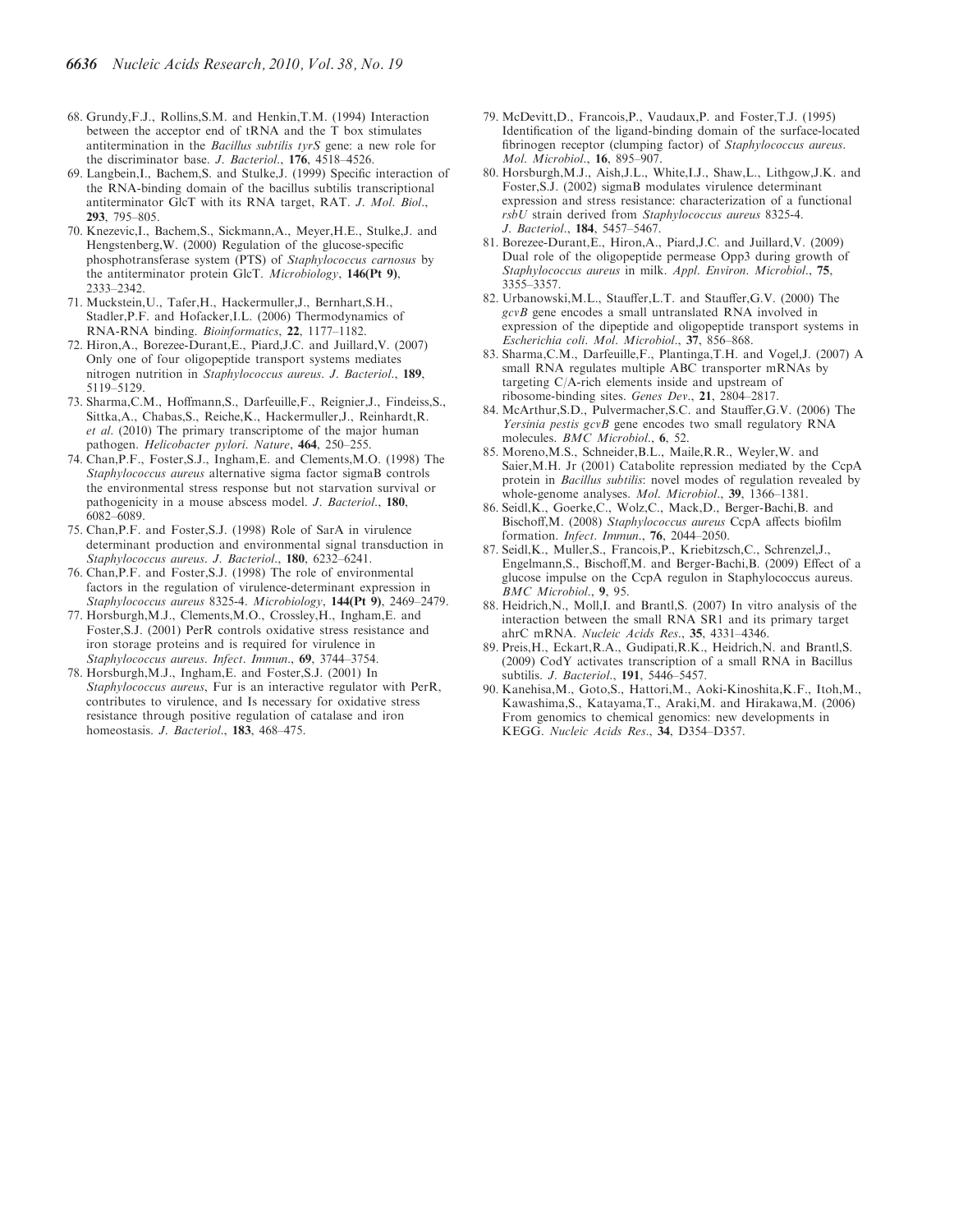68. Grundy,F.J., Rollins,S.M. and Henkin,T.M. (1994) Interaction between the acceptor end of tRNA and the T box stimulates antitermination in the *Bacillus subtilis tyrS* gene: a new role for the discriminator base. *J. Bacteriol.*, **176**, 4518–4526.
69. Langbein,I., Bachem,S. and Stulke,J. (1999) Specific interaction of the RNA-binding domain of the bacillus subtilis transcriptional antiterminator GlcT with its RNA target, RAT. *J. Mol. Biol.*, **293**, 795–805.
70. Knezevic,I., Bachem,S., Sickmann,A., Meyer,H.E., Stulke,J. and Hengstenberg,W. (2000) Regulation of the glucose-specific phosphotransferase system (PTS) of *Staphylococcus carnosus* by the antiterminator protein GlcT. *Microbiology*, **146(Pt 9)**, 2333–2342.
71. Muckstein,U., Tafer,H., Hackermuller,J., Bernhart,S.H., Stadler,P.F. and Hofacker,I.L. (2006) Thermodynamics of RNA-RNA binding. *Bioinformatics*, **22**, 1177–1182.
72. Hiron,A., Borezee-Durant,E., Piard,J.C. and Juillard,V. (2007) Only one of four oligopeptide transport systems mediates nitrogen nutrition in *Staphylococcus aureus*. *J. Bacteriol.*, **189**, 5119–5129.
73. Sharma,C.M., Hoffmann,S., Darfeuille,F., Reignier,J., Findeiss,S., Sittka,A., Chabas,S., Reiche,K., Hackermuller,J., Reinhardt,R. *et al.* (2010) The primary transcriptome of the major human pathogen. *Helicobacter pylori*. *Nature*, **464**, 250–255.
74. Chan,P.F., Foster,S.J., Ingham,E. and Clements,M.O. (1998) The *Staphylococcus aureus* alternative sigma factor sigmaB controls the environmental stress response but not starvation survival or pathogenicity in a mouse abscess model. *J. Bacteriol.*, **180**, 6082–6089.
75. Chan,P.F. and Foster,S.J. (1998) Role of SarA in virulence determinant production and environmental signal transduction in *Staphylococcus aureus*. *J. Bacteriol.*, **180**, 6232–6241.
76. Chan,P.F. and Foster,S.J. (1998) The role of environmental factors in the regulation of virulence-determinant expression in *Staphylococcus aureus* 8325-4. *Microbiology*, **144(Pt 9)**, 2469–2479.
77. Horsburgh,M.J., Clements,M.O., Crossley,H., Ingham,E. and Foster,S.J. (2001) PerR controls oxidative stress resistance and iron storage proteins and is required for virulence in *Staphylococcus aureus*. *Infect. Immun.*, **69**, 3744–3754.
78. Horsburgh,M.J., Ingham,E. and Foster,S.J. (2001) In *Staphylococcus aureus*, Fur is an interactive regulator with PerR, contributes to virulence, and Is necessary for oxidative stress resistance through positive regulation of catalase and iron homeostasis. *J. Bacteriol.*, **183**, 468–475.
79. McDevitt,D., Francois,P., Vaudaux,P. and Foster,T.J. (1995) Identification of the ligand-binding domain of the surface-located fibrinogen receptor (clumping factor) of *Staphylococcus aureus*. *Mol. Microbiol.*, **16**, 895–907.
80. Horsburgh,M.J., Aish,J.L., White,I.J., Shaw,L., Lithgow,J.K. and Foster,S.J. (2002) sigmaB modulates virulence determinant expression and stress resistance: characterization of a functional *rsbU* strain derived from *Staphylococcus aureus* 8325-4. *J. Bacteriol.*, **184**, 5457–5467.
81. Borezee-Durant,E., Hiron,A., Piard,J.C. and Juillard,V. (2009) Dual role of the oligopeptide permease Opp3 during growth of *Staphylococcus aureus* in milk. *Appl. Environ. Microbiol.*, **75**, 3355–3357.
82. Urbanowski,M.L., Stauffer,L.T. and Stauffer,G.V. (2000) The *gcvB* gene encodes a small untranslated RNA involved in expression of the dipeptide and oligopeptide transport systems in *Escherichia coli*. *Mol. Microbiol.*, **37**, 856–868.
83. Sharma,C.M., Darfeuille,F., Plantinga,T.H. and Vogel,J. (2007) A small RNA regulates multiple ABC transporter mRNAs by targeting C/A-rich elements inside and upstream of ribosome-binding sites. *Genes Dev.*, **21**, 2804–2817.
84. McArthur,S.D., Pulvermacher,S.C. and Stauffer,G.V. (2006) The *Yersinia pestis gcvB* gene encodes two small regulatory RNA molecules. *BMC Microbiol.*, **6**, 52.
85. Moreno,M.S., Schneider,B.L., Maile,R.R., Weyler,W. and Saier,M.H. Jr (2001) Catabolite repression mediated by the CcpA protein in *Bacillus subtilis*: novel modes of regulation revealed by whole-genome analyses. *Mol. Microbiol.*, **39**, 1366–1381.
86. Seidl,K., Goerke,C., Wolz,C., Mack,D., Berger-Bachi,B. and Bischoff,M. (2008) *Staphylococcus aureus* CcpA affects biofilm formation. *Infect. Immun.*, **76**, 2044–2050.
87. Seidl,K., Muller,S., Francois,P., Kriebitzsch,C., Schrenzel,J., Engelmann,S., Bischoff,M. and Berger-Bachi,B. (2009) Effect of a glucose impulse on the CcpA regulon in Staphylococcus aureus. *BMC Microbiol.*, **9**, 95.
88. Heidrich,N., Moll,I. and Brantl,S. (2007) In vitro analysis of the interaction between the small RNA SR1 and its primary target ahrC mRNA. *Nucleic Acids Res.*, **35**, 4331–4346.
89. Preis,H., Eckart,R.A., Gudipati,R.K., Heidrich,N. and Brantl,S. (2009) CodY activates transcription of a small RNA in Bacillus subtilis. *J. Bacteriol.*, **191**, 5446–5457.
90. Kanehisa,M., Goto,S., Hattori,M., Aoki-Kinoshita,K.F., Itoh,M., Kawashima,S., Katayama,T., Araki,M. and Hirakawa,M. (2006) From genomics to chemical genomics: new developments in KEGG. *Nucleic Acids Res.*, **34**, D354–D357.